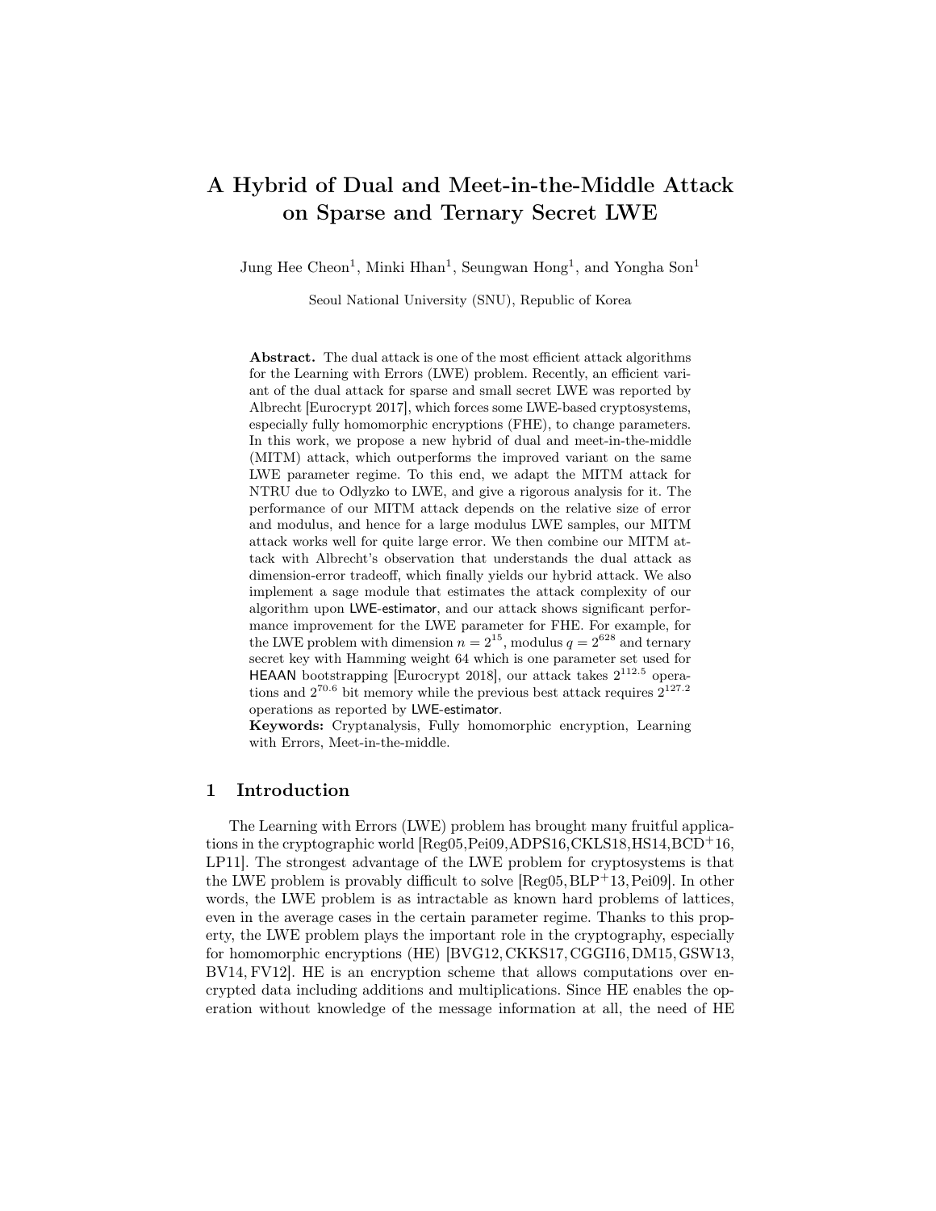# A Hybrid of Dual and Meet-in-the-Middle Attack on Sparse and Ternary Secret LWE

Jung Hee Cheon[1], Minki Hhan[1], Seungwan Hong[1], and Yongha Son[1]

Seoul National University (SNU), Republic of Korea

**Abstract.** The dual attack is one of the most efficient attack algorithms for the Learning with Errors (LWE) problem. Recently, an efficient variant of the dual attack for sparse and small secret LWE was reported by Albrecht [Eurocrypt 2017], which forces some LWE-based cryptosystems, especially fully homomorphic encryptions (FHE), to change parameters. In this work, we propose a new hybrid of dual and meet-in-the-middle (MITM) attack, which outperforms the improved variant on the same LWE parameter regime. To this end, we adapt the MITM attack for NTRU due to Odlyzko to LWE, and give a rigorous analysis for it. The performance of our MITM attack depends on the relative size of error and modulus, and hence for a large modulus LWE samples, our MITM attack works well for quite large error. We then combine our MITM attack with Albrecht's observation that understands the dual attack as dimension-error tradeoff, which finally yields our hybrid attack. We also implement a sage module that estimates the attack complexity of our algorithm upon LWE-estimator, and our attack shows significant performance improvement for the LWE parameter for FHE. For example, for the LWE problem with dimension $n = 2^{15}$, modulus $q = 2^{628}$ and ternary secret key with Hamming weight 64 which is one parameter set used for HEAAN bootstrapping [Eurocrypt 2018], our attack takes $2^{112.5}$ operations and $2^{70.6}$ bit memory while the previous best attack requires $2^{127.2}$ operations as reported by LWE-estimator.

**Keywords:** Cryptanalysis, Fully homomorphic encryption, Learning with Errors, Meet-in-the-middle.

## 1 Introduction

The Learning with Errors (LWE) problem has brought many fruitful applications in the cryptographic world [Reg05,Pei09,ADPS16,CKLS18,HS14,BCD+16, LP11]. The strongest advantage of the LWE problem for cryptosystems is that the LWE problem is provably difficult to solve [Reg05, BLP+13, Pei09]. In other words, the LWE problem is as intractable as known hard problems of lattices, even in the average cases in the certain parameter regime. Thanks to this property, the LWE problem plays the important role in the cryptography, especially for homomorphic encryptions (HE) [BVG12, CKKS17, CGGI16, DM15, GSW13, BV14, FV12]. HE is an encryption scheme that allows computations over encrypted data including additions and multiplications. Since HE enables the operation without knowledge of the message information at all, the need of HE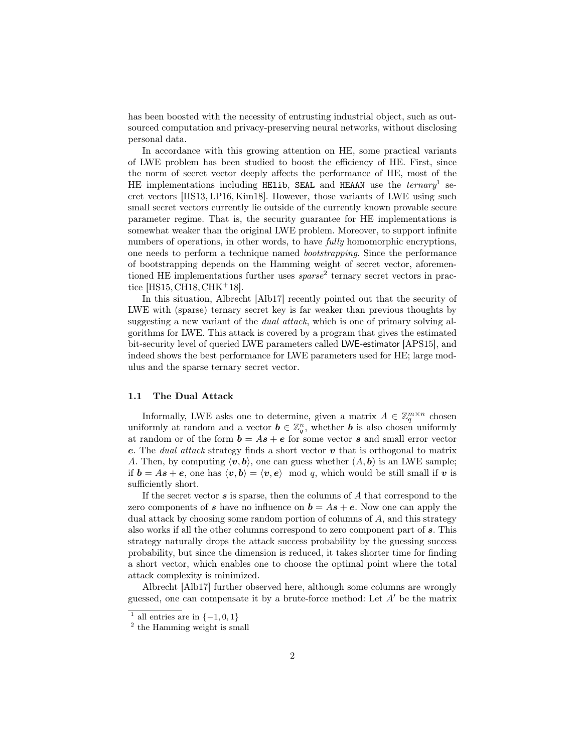has been boosted with the necessity of entrusting industrial object, such as outsourced computation and privacy-preserving neural networks, without disclosing personal data.

In accordance with this growing attention on HE, some practical variants of LWE problem has been studied to boost the efficiency of HE. First, since the norm of secret vector deeply affects the performance of HE, most of the HE implementations including `HElib`, `SEAL` and `HEAAN` use the *ternary*[1] secret vectors [HS13, LP16, Kim18]. However, those variants of LWE using such small secret vectors currently lie outside of the currently known provable secure parameter regime. That is, the security guarantee for HE implementations is somewhat weaker than the original LWE problem. Moreover, to support infinite numbers of operations, in other words, to have *fully* homomorphic encryptions, one needs to perform a technique named *bootstrapping*. Since the performance of bootstrapping depends on the Hamming weight of secret vector, aforementioned HE implementations further uses *sparse*[2] ternary secret vectors in practice [HS15, CH18, CHK⁺18].

In this situation, Albrecht [Alb17] recently pointed out that the security of LWE with (sparse) ternary secret key is far weaker than previous thoughts by suggesting a new variant of the *dual attack*, which is one of primary solving algorithms for LWE. This attack is covered by a program that gives the estimated bit-security level of queried LWE parameters called LWE-estimator [APS15], and indeed shows the best performance for LWE parameters used for HE; large modulus and the sparse ternary secret vector.

### 1.1 The Dual Attack

Informally, LWE asks one to determine, given a matrix $A \in \mathbb{Z}_q^{m\times n}$ chosen uniformly at random and a vector $\boldsymbol{b} \in \mathbb{Z}_q^n$, whether $\boldsymbol{b}$ is also chosen uniformly at random or of the form $\boldsymbol{b} = A\boldsymbol{s} + \boldsymbol{e}$ for some vector $\boldsymbol{s}$ and small error vector $\boldsymbol{e}$. The *dual attack* strategy finds a short vector $\boldsymbol{v}$ that is orthogonal to matrix $A$. Then, by computing $\langle \boldsymbol{v}, \boldsymbol{b}\rangle$, one can guess whether $(A, \boldsymbol{b})$ is an LWE sample; if $\boldsymbol{b} = A\boldsymbol{s} + \boldsymbol{e}$, one has $\langle \boldsymbol{v}, \boldsymbol{b}\rangle = \langle \boldsymbol{v}, \boldsymbol{e}\rangle \mod q$, which would be still small if $\boldsymbol{v}$ is sufficiently short.

If the secret vector $\boldsymbol{s}$ is sparse, then the columns of $A$ that correspond to the zero components of $\boldsymbol{s}$ have no influence on $\boldsymbol{b} = A\boldsymbol{s} + \boldsymbol{e}$. Now one can apply the dual attack by choosing some random portion of columns of $A$, and this strategy also works if all the other columns correspond to zero component part of $\boldsymbol{s}$. This strategy naturally drops the attack success probability by the guessing success probability, but since the dimension is reduced, it takes shorter time for finding a short vector, which enables one to choose the optimal point where the total attack complexity is minimized.

Albrecht [Alb17] further observed here, although some columns are wrongly guessed, one can compensate it by a brute-force method: Let $A'$ be the matrix

[1] all entries are in $\{-1, 0, 1\}$

[2] the Hamming weight is small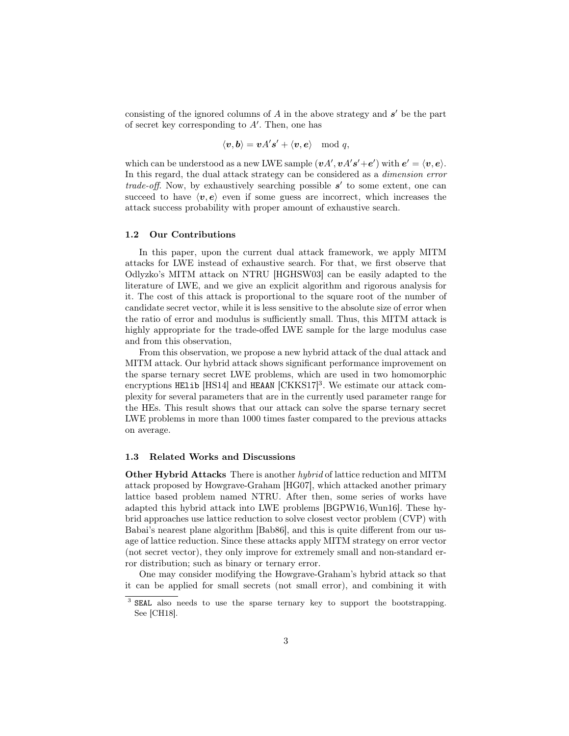consisting of the ignored columns of $A$ in the above strategy and $\boldsymbol{s}'$ be the part of secret key corresponding to $A'$. Then, one has

$$\langle \boldsymbol{v}, \boldsymbol{b} \rangle = \boldsymbol{v}A'\boldsymbol{s}' + \langle \boldsymbol{v}, \boldsymbol{e} \rangle \mod q,$$

which can be understood as a new LWE sample $(\boldsymbol{v}A', \boldsymbol{v}A'\boldsymbol{s}' + \boldsymbol{e}')$ with $\boldsymbol{e}' = \langle \boldsymbol{v}, \boldsymbol{e} \rangle$. In this regard, the dual attack strategy can be considered as a *dimension error trade-off*. Now, by exhaustively searching possible $\boldsymbol{s}'$ to some extent, one can succeed to have $\langle \boldsymbol{v}, \boldsymbol{e} \rangle$ even if some guess are incorrect, which increases the attack success probability with proper amount of exhaustive search.

### 1.2 Our Contributions

In this paper, upon the current dual attack framework, we apply MITM attacks for LWE instead of exhaustive search. For that, we first observe that Odlyzko's MITM attack on NTRU [HGHSW03] can be easily adapted to the literature of LWE, and we give an explicit algorithm and rigorous analysis for it. The cost of this attack is proportional to the square root of the number of candidate secret vector, while it is less sensitive to the absolute size of error when the ratio of error and modulus is sufficiently small. Thus, this MITM attack is highly appropriate for the trade-offed LWE sample for the large modulus case and from this observation,

From this observation, we propose a new hybrid attack of the dual attack and MITM attack. Our hybrid attack shows significant performance improvement on the sparse ternary secret LWE problems, which are used in two homomorphic encryptions `HElib` [HS14] and `HEAAN` [CKKS17][3]. We estimate our attack complexity for several parameters that are in the currently used parameter range for the HEs. This result shows that our attack can solve the sparse ternary secret LWE problems in more than 1000 times faster compared to the previous attacks on average.

### 1.3 Related Works and Discussions

**Other Hybrid Attacks** There is another *hybrid* of lattice reduction and MITM attack proposed by Howgrave-Graham [HG07], which attacked another primary lattice based problem named NTRU. After then, some series of works have adapted this hybrid attack into LWE problems [BGPW16, Wun16]. These hybrid approaches use lattice reduction to solve closest vector problem (CVP) with Babai's nearest plane algorithm [Bab86], and this is quite different from our usage of lattice reduction. Since these attacks apply MITM strategy on error vector (not secret vector), they only improve for extremely small and non-standard error distribution; such as binary or ternary error.

One may consider modifying the Howgrave-Graham's hybrid attack so that it can be applied for small secrets (not small error), and combining it with

[3] `SEAL` also needs to use the sparse ternary key to support the bootstrapping. See [CH18].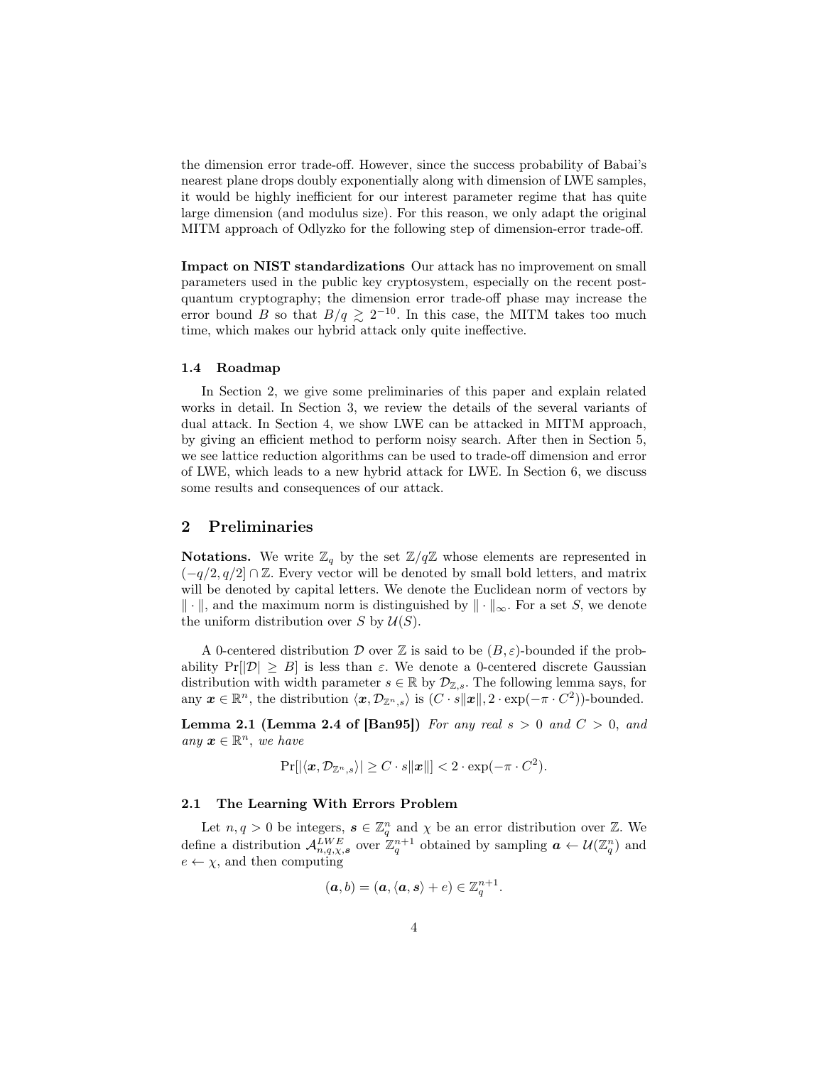the dimension error trade-off. However, since the success probability of Babai's nearest plane drops doubly exponentially along with dimension of LWE samples, it would be highly inefficient for our interest parameter regime that has quite large dimension (and modulus size). For this reason, we only adapt the original MITM approach of Odlyzko for the following step of dimension-error trade-off.

**Impact on NIST standardizations** Our attack has no improvement on small parameters used in the public key cryptosystem, especially on the recent post-quantum cryptography; the dimension error trade-off phase may increase the error bound $B$ so that $B/q \gtrsim 2^{-10}$. In this case, the MITM takes too much time, which makes our hybrid attack only quite ineffective.

### 1.4 Roadmap

In Section 2, we give some preliminaries of this paper and explain related works in detail. In Section 3, we review the details of the several variants of dual attack. In Section 4, we show LWE can be attacked in MITM approach, by giving an efficient method to perform noisy search. After then in Section 5, we see lattice reduction algorithms can be used to trade-off dimension and error of LWE, which leads to a new hybrid attack for LWE. In Section 6, we discuss some results and consequences of our attack.

## 2 Preliminaries

**Notations.** We write $\mathbb{Z}_q$ by the set $\mathbb{Z}/q\mathbb{Z}$ whose elements are represented in $(-q/2, q/2] \cap \mathbb{Z}$. Every vector will be denoted by small bold letters, and matrix will be denoted by capital letters. We denote the Euclidean norm of vectors by $\|\cdot\|$, and the maximum norm is distinguished by $\|\cdot\|_\infty$. For a set $S$, we denote the uniform distribution over $S$ by $\mathcal{U}(S)$.

A 0-centered distribution $\mathcal{D}$ over $\mathbb{Z}$ is said to be $(B, \varepsilon)$-bounded if the probability $\Pr[|\mathcal{D}| \geq B]$ is less than $\varepsilon$. We denote a 0-centered discrete Gaussian distribution with width parameter $s \in \mathbb{R}$ by $\mathcal{D}_{\mathbb{Z},s}$. The following lemma says, for any $\boldsymbol{x} \in \mathbb{R}^n$, the distribution $\langle \boldsymbol{x}, \mathcal{D}_{\mathbb{Z}^n,s} \rangle$ is $(C \cdot s\|\boldsymbol{x}\|, 2 \cdot \exp(-\pi \cdot C^2))$-bounded.

**Lemma 2.1 (Lemma 2.4 of [Ban95])** *For any real $s > 0$ and $C > 0$, and any $\boldsymbol{x} \in \mathbb{R}^n$, we have*

$$\Pr[|\langle \boldsymbol{x}, \mathcal{D}_{\mathbb{Z}^n,s} \rangle| \geq C \cdot s\|\boldsymbol{x}\|] < 2 \cdot \exp(-\pi \cdot C^2).$$

### 2.1 The Learning With Errors Problem

Let $n, q > 0$ be integers, $\boldsymbol{s} \in \mathbb{Z}_q^n$ and $\chi$ be an error distribution over $\mathbb{Z}$. We define a distribution $\mathcal{A}_{n,q,\chi,\boldsymbol{s}}^{LWE}$ over $\mathbb{Z}_q^{n+1}$ obtained by sampling $\boldsymbol{a} \leftarrow \mathcal{U}(\mathbb{Z}_q^n)$ and $e \leftarrow \chi$, and then computing

$$(\boldsymbol{a}, b) = (\boldsymbol{a}, \langle \boldsymbol{a}, \boldsymbol{s} \rangle + e) \in \mathbb{Z}_q^{n+1}.$$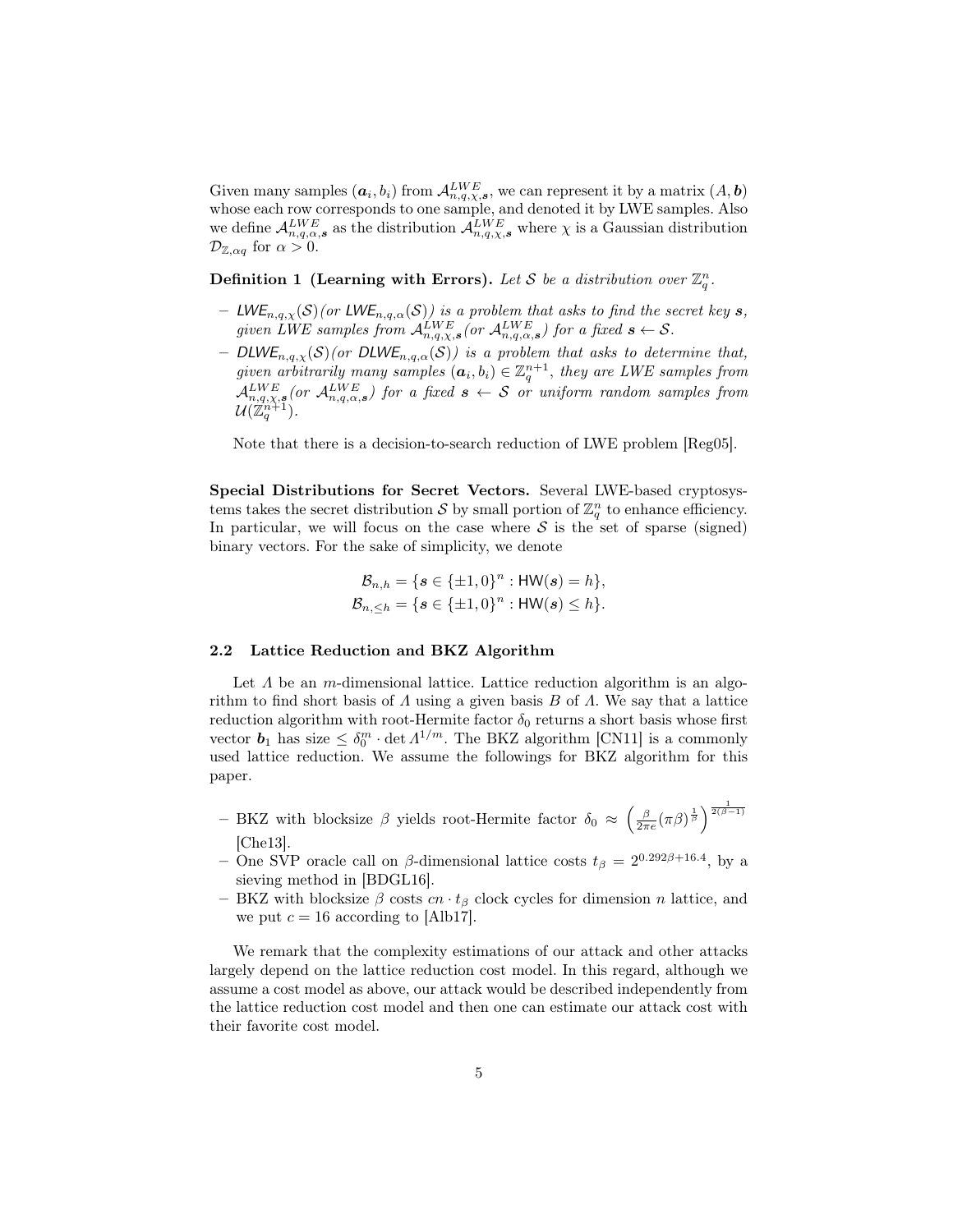Given many samples $(\boldsymbol{a}_i, b_i)$ from $\mathcal{A}^{LWE}_{n,q,\chi,\boldsymbol{s}}$, we can represent it by a matrix $(A, \boldsymbol{b})$ whose each row corresponds to one sample, and denoted it by LWE samples. Also we define $\mathcal{A}^{LWE}_{n,q,\alpha,\boldsymbol{s}}$ as the distribution $\mathcal{A}^{LWE}_{n,q,\chi,\boldsymbol{s}}$ where $\chi$ is a Gaussian distribution $\mathcal{D}_{\mathbb{Z},\alpha q}$ for $\alpha > 0$.

**Definition 1 (Learning with Errors).** *Let $\mathcal{S}$ be a distribution over $\mathbb{Z}_q^n$.*

- *$\mathsf{LWE}_{n,q,\chi}(\mathcal{S})$ (or $\mathsf{LWE}_{n,q,\alpha}(\mathcal{S})$) is a problem that asks to find the secret key $\boldsymbol{s}$, given LWE samples from $\mathcal{A}^{LWE}_{n,q,\chi,\boldsymbol{s}}$ (or $\mathcal{A}^{LWE}_{n,q,\alpha,\boldsymbol{s}}$) for a fixed $\boldsymbol{s} \leftarrow \mathcal{S}$.*
- *$\mathsf{DLWE}_{n,q,\chi}(\mathcal{S})$ (or $\mathsf{DLWE}_{n,q,\alpha}(\mathcal{S})$) is a problem that asks to determine that, given arbitrarily many samples $(\boldsymbol{a}_i, b_i) \in \mathbb{Z}_q^{n+1}$, they are LWE samples from $\mathcal{A}^{LWE}_{n,q,\chi,\boldsymbol{s}}$ (or $\mathcal{A}^{LWE}_{n,q,\alpha,\boldsymbol{s}}$) for a fixed $\boldsymbol{s} \leftarrow \mathcal{S}$ or uniform random samples from $\mathcal{U}(\mathbb{Z}_q^{n+1})$.*

Note that there is a decision-to-search reduction of LWE problem [Reg05].

**Special Distributions for Secret Vectors.** Several LWE-based cryptosystems takes the secret distribution $\mathcal{S}$ by small portion of $\mathbb{Z}_q^n$ to enhance efficiency. In particular, we will focus on the case where $\mathcal{S}$ is the set of sparse (signed) binary vectors. For the sake of simplicity, we denote

$$\mathcal{B}_{n,h} = \{\boldsymbol{s} \in \{\pm 1, 0\}^n : \mathsf{HW}(\boldsymbol{s}) = h\},$$
$$\mathcal{B}_{n,\leq h} = \{\boldsymbol{s} \in \{\pm 1, 0\}^n : \mathsf{HW}(\boldsymbol{s}) \leq h\}.$$

### 2.2 Lattice Reduction and BKZ Algorithm

Let $\Lambda$ be an $m$-dimensional lattice. Lattice reduction algorithm is an algorithm to find short basis of $\Lambda$ using a given basis $B$ of $\Lambda$. We say that a lattice reduction algorithm with root-Hermite factor $\delta_0$ returns a short basis whose first vector $\boldsymbol{b}_1$ has size $\leq \delta_0^m \cdot \det \Lambda^{1/m}$. The BKZ algorithm [CN11] is a commonly used lattice reduction. We assume the followings for BKZ algorithm for this paper.

- BKZ with blocksize $\beta$ yields root-Hermite factor $\delta_0 \approx \left(\frac{\beta}{2\pi e}(\pi\beta)^{\frac{1}{\beta}}\right)^{\frac{1}{2(\beta-1)}}$ [Che13].
- One SVP oracle call on $\beta$-dimensional lattice costs $t_\beta = 2^{0.292\beta+16.4}$, by a sieving method in [BDGL16].
- BKZ with blocksize $\beta$ costs $cn \cdot t_\beta$ clock cycles for dimension $n$ lattice, and we put $c = 16$ according to [Alb17].

We remark that the complexity estimations of our attack and other attacks largely depend on the lattice reduction cost model. In this regard, although we assume a cost model as above, our attack would be described independently from the lattice reduction cost model and then one can estimate our attack cost with their favorite cost model.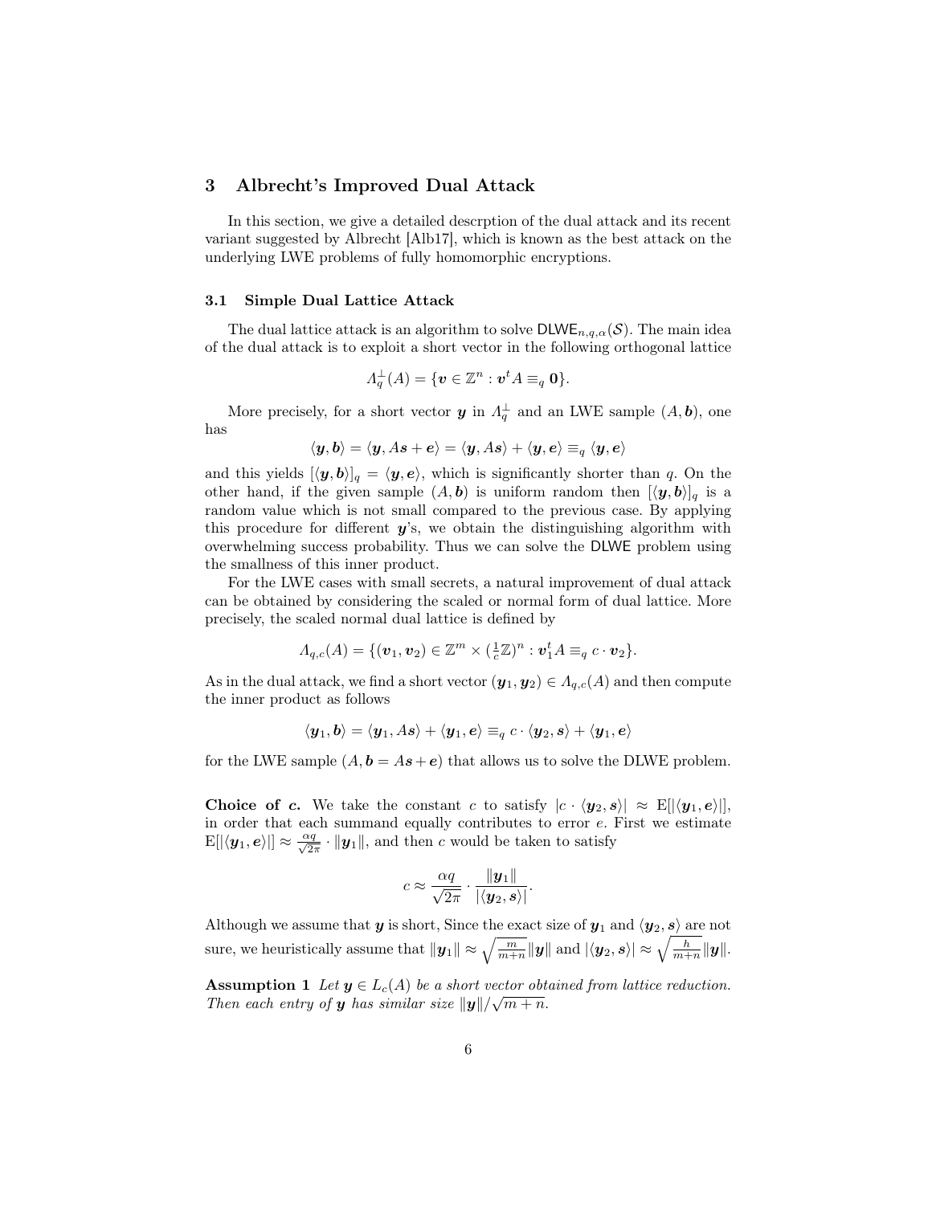## 3 Albrecht's Improved Dual Attack

In this section, we give a detailed descrption of the dual attack and its recent variant suggested by Albrecht [Alb17], which is known as the best attack on the underlying LWE problems of fully homomorphic encryptions.

### 3.1 Simple Dual Lattice Attack

The dual lattice attack is an algorithm to solve $\mathsf{DLWE}_{n,q,\alpha}(\mathcal{S})$. The main idea of the dual attack is to exploit a short vector in the following orthogonal lattice

$$\Lambda_q^{\perp}(A) = \{\boldsymbol{v} \in \mathbb{Z}^n : \boldsymbol{v}^t A \equiv_q \boldsymbol{0}\}.$$

More precisely, for a short vector $\boldsymbol{y}$ in $\Lambda_q^{\perp}$ and an LWE sample $(A, \boldsymbol{b})$, one has

$$\langle \boldsymbol{y}, \boldsymbol{b} \rangle = \langle \boldsymbol{y}, A\boldsymbol{s} + \boldsymbol{e} \rangle = \langle \boldsymbol{y}, A\boldsymbol{s} \rangle + \langle \boldsymbol{y}, \boldsymbol{e} \rangle \equiv_q \langle \boldsymbol{y}, \boldsymbol{e} \rangle$$

and this yields $[\langle \boldsymbol{y}, \boldsymbol{b} \rangle]_q = \langle \boldsymbol{y}, \boldsymbol{e} \rangle$, which is significantly shorter than $q$. On the other hand, if the given sample $(A, \boldsymbol{b})$ is uniform random then $[\langle \boldsymbol{y}, \boldsymbol{b} \rangle]_q$ is a random value which is not small compared to the previous case. By applying this procedure for different $\boldsymbol{y}$'s, we obtain the distinguishing algorithm with overwhelming success probability. Thus we can solve the $\mathsf{DLWE}$ problem using the smallness of this inner product.

For the LWE cases with small secrets, a natural improvement of dual attack can be obtained by considering the scaled or normal form of dual lattice. More precisely, the scaled normal dual lattice is defined by

$$\Lambda_{q,c}(A) = \{(\boldsymbol{v}_1, \boldsymbol{v}_2) \in \mathbb{Z}^m \times (\tfrac{1}{c}\mathbb{Z})^n : \boldsymbol{v}_1^t A \equiv_q c \cdot \boldsymbol{v}_2\}.$$

As in the dual attack, we find a short vector $(\boldsymbol{y}_1, \boldsymbol{y}_2) \in \Lambda_{q,c}(A)$ and then compute the inner product as follows

$$\langle \boldsymbol{y}_1, \boldsymbol{b} \rangle = \langle \boldsymbol{y}_1, A\boldsymbol{s} \rangle + \langle \boldsymbol{y}_1, \boldsymbol{e} \rangle \equiv_q c \cdot \langle \boldsymbol{y}_2, \boldsymbol{s} \rangle + \langle \boldsymbol{y}_1, \boldsymbol{e} \rangle$$

for the LWE sample $(A, \boldsymbol{b} = A\boldsymbol{s} + \boldsymbol{e})$ that allows us to solve the DLWE problem.

**Choice of $c$.** We take the constant $c$ to satisfy $|c \cdot \langle \boldsymbol{y}_2, \boldsymbol{s} \rangle| \approx \mathrm{E}[|\langle \boldsymbol{y}_1, \boldsymbol{e} \rangle|]$, in order that each summand equally contributes to error $e$. First we estimate $\mathrm{E}[|\langle \boldsymbol{y}_1, \boldsymbol{e} \rangle|] \approx \frac{\alpha q}{\sqrt{2\pi}} \cdot \|\boldsymbol{y}_1\|$, and then $c$ would be taken to satisfy

$$c \approx \frac{\alpha q}{\sqrt{2\pi}} \cdot \frac{\|\boldsymbol{y}_1\|}{|\langle \boldsymbol{y}_2, \boldsymbol{s} \rangle|}.$$

Although we assume that $\boldsymbol{y}$ is short, Since the exact size of $\boldsymbol{y}_1$ and $\langle \boldsymbol{y}_2, \boldsymbol{s} \rangle$ are not sure, we heuristically assume that $\|\boldsymbol{y}_1\| \approx \sqrt{\frac{m}{m+n}} \|\boldsymbol{y}\|$ and $|\langle \boldsymbol{y}_2, \boldsymbol{s} \rangle| \approx \sqrt{\frac{h}{m+n}} \|\boldsymbol{y}\|$.

**Assumption 1** *Let $\boldsymbol{y} \in L_c(A)$ be a short vector obtained from lattice reduction. Then each entry of $\boldsymbol{y}$ has similar size $\|\boldsymbol{y}\|/\sqrt{m+n}$.*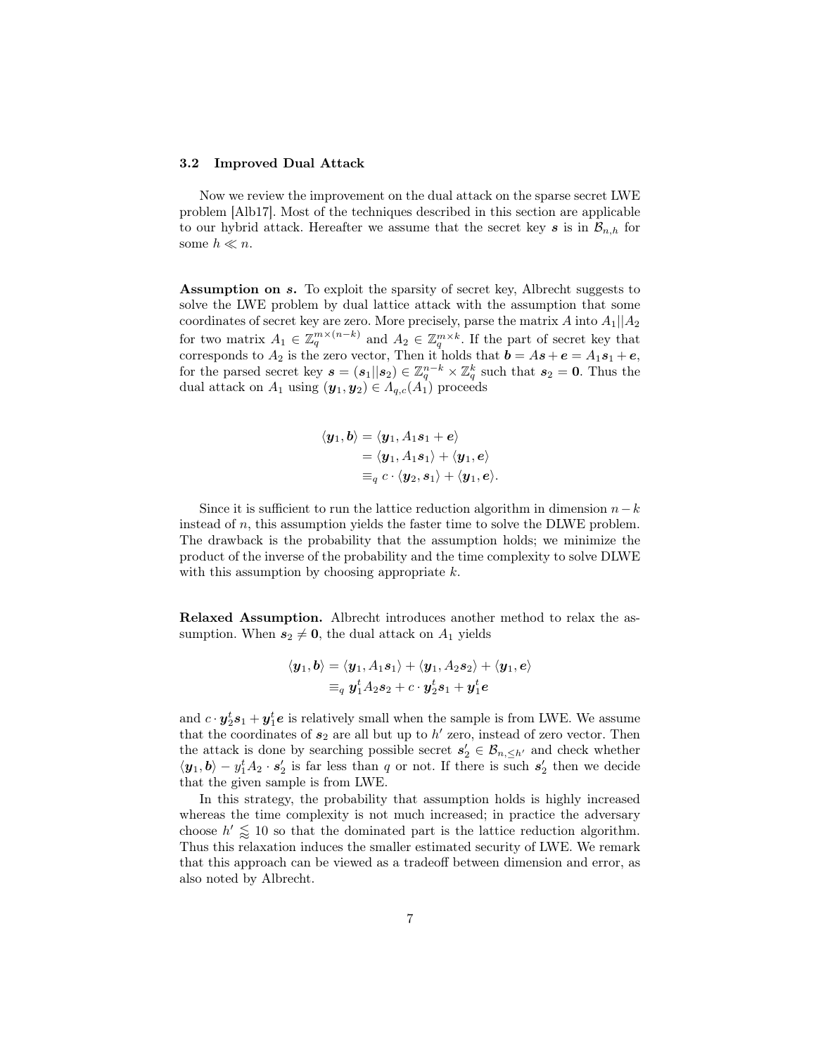### 3.2 Improved Dual Attack

Now we review the improvement on the dual attack on the sparse secret LWE problem [Alb17]. Most of the techniques described in this section are applicable to our hybrid attack. Hereafter we assume that the secret key $\boldsymbol{s}$ is in $\mathcal{B}_{n,h}$ for some $h \ll n$.

**Assumption on $\boldsymbol{s}$.** To exploit the sparsity of secret key, Albrecht suggests to solve the LWE problem by dual lattice attack with the assumption that some coordinates of secret key are zero. More precisely, parse the matrix $A$ into $A_1 || A_2$ for two matrix $A_1 \in \mathbb{Z}_q^{m \times (n-k)}$ and $A_2 \in \mathbb{Z}_q^{m \times k}$. If the part of secret key that corresponds to $A_2$ is the zero vector, Then it holds that $\boldsymbol{b} = A\boldsymbol{s} + \boldsymbol{e} = A_1 \boldsymbol{s}_1 + \boldsymbol{e}$, for the parsed secret key $\boldsymbol{s} = (\boldsymbol{s}_1 || \boldsymbol{s}_2) \in \mathbb{Z}_q^{n-k} \times \mathbb{Z}_q^k$ such that $\boldsymbol{s}_2 = \boldsymbol{0}$. Thus the dual attack on $A_1$ using $(\boldsymbol{y}_1, \boldsymbol{y}_2) \in \Lambda_{q,c}(A_1)$ proceeds

$$
\begin{aligned}
\langle \boldsymbol{y}_1, \boldsymbol{b} \rangle &= \langle \boldsymbol{y}_1, A_1 \boldsymbol{s}_1 + \boldsymbol{e} \rangle \\
&= \langle \boldsymbol{y}_1, A_1 \boldsymbol{s}_1 \rangle + \langle \boldsymbol{y}_1, \boldsymbol{e} \rangle \\
&\equiv_q c \cdot \langle \boldsymbol{y}_2, \boldsymbol{s}_1 \rangle + \langle \boldsymbol{y}_1, \boldsymbol{e} \rangle.
\end{aligned}
$$

Since it is sufficient to run the lattice reduction algorithm in dimension $n-k$ instead of $n$, this assumption yields the faster time to solve the DLWE problem. The drawback is the probability that the assumption holds; we minimize the product of the inverse of the probability and the time complexity to solve DLWE with this assumption by choosing appropriate $k$.

**Relaxed Assumption.** Albrecht introduces another method to relax the assumption. When $\boldsymbol{s}_2 \neq \boldsymbol{0}$, the dual attack on $A_1$ yields

$$
\begin{aligned}
\langle \boldsymbol{y}_1, \boldsymbol{b} \rangle &= \langle \boldsymbol{y}_1, A_1 \boldsymbol{s}_1 \rangle + \langle \boldsymbol{y}_1, A_2 \boldsymbol{s}_2 \rangle + \langle \boldsymbol{y}_1, \boldsymbol{e} \rangle \\
&\equiv_q \boldsymbol{y}_1^t A_2 \boldsymbol{s}_2 + c \cdot \boldsymbol{y}_2^t \boldsymbol{s}_1 + \boldsymbol{y}_1^t \boldsymbol{e}
\end{aligned}
$$

and $c \cdot \boldsymbol{y}_2^t \boldsymbol{s}_1 + \boldsymbol{y}_1^t \boldsymbol{e}$ is relatively small when the sample is from LWE. We assume that the coordinates of $\boldsymbol{s}_2$ are all but up to $h'$ zero, instead of zero vector. Then the attack is done by searching possible secret $\boldsymbol{s}_2' \in \mathcal{B}_{n,\leq h'}$ and check whether $\langle \boldsymbol{y}_1, \boldsymbol{b} \rangle - y_1^t A_2 \cdot \boldsymbol{s}_2'$ is far less than $q$ or not. If there is such $\boldsymbol{s}_2'$ then we decide that the given sample is from LWE.

In this strategy, the probability that assumption holds is highly increased whereas the time complexity is not much increased; in practice the adversary choose $h' \lessapprox 10$ so that the dominated part is the lattice reduction algorithm. Thus this relaxation induces the smaller estimated security of LWE. We remark that this approach can be viewed as a tradeoff between dimension and error, as also noted by Albrecht.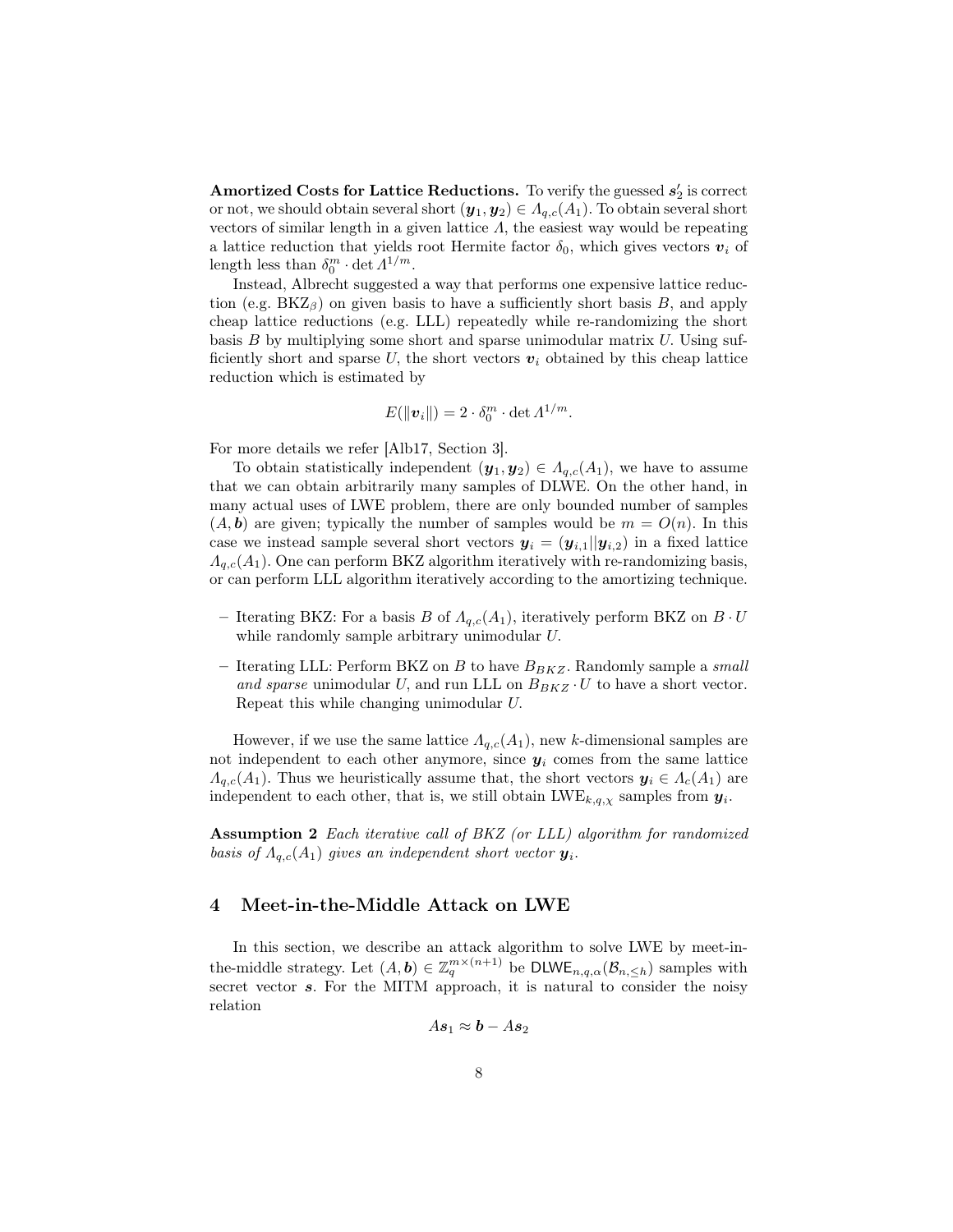**Amortized Costs for Lattice Reductions.** To verify the guessed $\boldsymbol{s}_2'$ is correct or not, we should obtain several short $(\boldsymbol{y}_1, \boldsymbol{y}_2) \in \Lambda_{q,c}(A_1)$. To obtain several short vectors of similar length in a given lattice $\Lambda$, the easiest way would be repeating a lattice reduction that yields root Hermite factor $\delta_0$, which gives vectors $\boldsymbol{v}_i$ of length less than $\delta_0^m \cdot \det \Lambda^{1/m}$.

Instead, Albrecht suggested a way that performs one expensive lattice reduction (e.g. $\mathrm{BKZ}_\beta$) on given basis to have a sufficiently short basis $B$, and apply cheap lattice reductions (e.g. LLL) repeatedly while re-randomizing the short basis $B$ by multiplying some short and sparse unimodular matrix $U$. Using sufficiently short and sparse $U$, the short vectors $\boldsymbol{v}_i$ obtained by this cheap lattice reduction which is estimated by

$$E(\|\boldsymbol{v}_i\|) = 2 \cdot \delta_0^m \cdot \det \Lambda^{1/m}.$$

For more details we refer [Alb17, Section 3].

To obtain statistically independent $(\boldsymbol{y}_1, \boldsymbol{y}_2) \in \Lambda_{q,c}(A_1)$, we have to assume that we can obtain arbitrarily many samples of DLWE. On the other hand, in many actual uses of LWE problem, there are only bounded number of samples $(A, \boldsymbol{b})$ are given; typically the number of samples would be $m = O(n)$. In this case we instead sample several short vectors $\boldsymbol{y}_i = (\boldsymbol{y}_{i,1} \| \boldsymbol{y}_{i,2})$ in a fixed lattice $\Lambda_{q,c}(A_1)$. One can perform BKZ algorithm iteratively with re-randomizing basis, or can perform LLL algorithm iteratively according to the amortizing technique.

- Iterating BKZ: For a basis $B$ of $\Lambda_{q,c}(A_1)$, iteratively perform BKZ on $B \cdot U$ while randomly sample arbitrary unimodular $U$.
- Iterating LLL: Perform BKZ on $B$ to have $B_{BKZ}$. Randomly sample a *small and sparse* unimodular $U$, and run LLL on $B_{BKZ} \cdot U$ to have a short vector. Repeat this while changing unimodular $U$.

However, if we use the same lattice $\Lambda_{q,c}(A_1)$, new $k$-dimensional samples are not independent to each other anymore, since $\boldsymbol{y}_i$ comes from the same lattice $\Lambda_{q,c}(A_1)$. Thus we heuristically assume that, the short vectors $\boldsymbol{y}_i \in \Lambda_c(A_1)$ are independent to each other, that is, we still obtain $\mathrm{LWE}_{k,q,\chi}$ samples from $\boldsymbol{y}_i$.

**Assumption 2** *Each iterative call of BKZ (or LLL) algorithm for randomized basis of $\Lambda_{q,c}(A_1)$ gives an independent short vector $\boldsymbol{y}_i$.*

## 4 Meet-in-the-Middle Attack on LWE

In this section, we describe an attack algorithm to solve LWE by meet-in-the-middle strategy. Let $(A, \boldsymbol{b}) \in \mathbb{Z}_q^{m \times (n+1)}$ be $\mathsf{DLWE}_{n,q,\alpha}(\mathcal{B}_{n,\leq h})$ samples with secret vector $\boldsymbol{s}$. For the MITM approach, it is natural to consider the noisy relation

$$A\boldsymbol{s}_1 \approx \boldsymbol{b} - A\boldsymbol{s}_2$$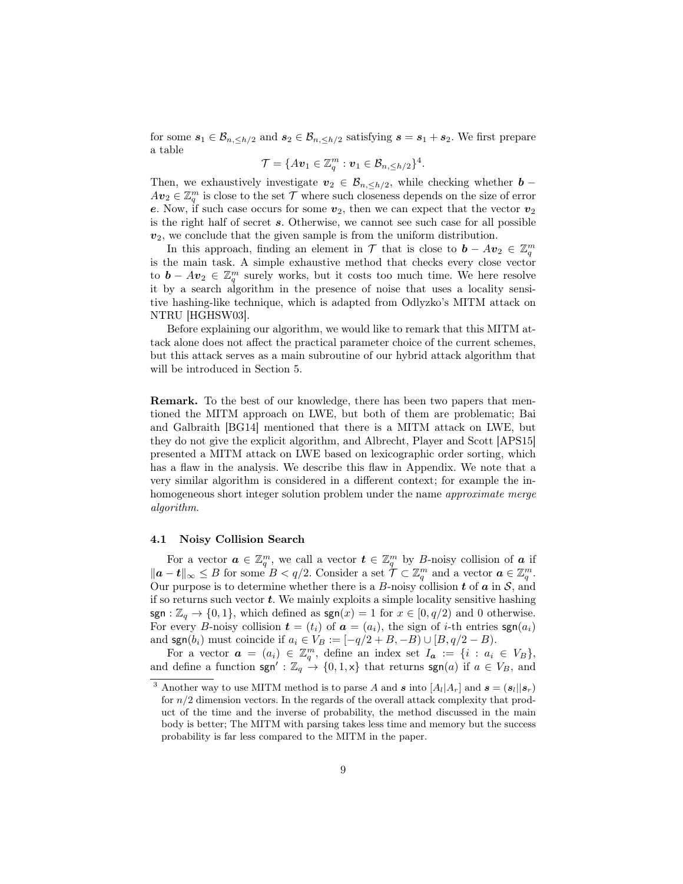for some $\boldsymbol{s}_1 \in \mathcal{B}_{n,\leq h/2}$ and $\boldsymbol{s}_2 \in \mathcal{B}_{n,\leq h/2}$ satisfying $\boldsymbol{s} = \boldsymbol{s}_1 + \boldsymbol{s}_2$. We first prepare a table

$$\mathcal{T} = \{A\boldsymbol{v}_1 \in \mathbb{Z}_q^m : \boldsymbol{v}_1 \in \mathcal{B}_{n,\leq h/2}\}^4.$$

Then, we exhaustively investigate $\boldsymbol{v}_2 \in \mathcal{B}_{n,\leq h/2}$, while checking whether $\boldsymbol{b} - A\boldsymbol{v}_2 \in \mathbb{Z}_q^m$ is close to the set $\mathcal{T}$ where such closeness depends on the size of error $\boldsymbol{e}$. Now, if such case occurs for some $\boldsymbol{v}_2$, then we can expect that the vector $\boldsymbol{v}_2$ is the right half of secret $\boldsymbol{s}$. Otherwise, we cannot see such case for all possible $\boldsymbol{v}_2$, we conclude that the given sample is from the uniform distribution.

In this approach, finding an element in $\mathcal{T}$ that is close to $\boldsymbol{b} - A\boldsymbol{v}_2 \in \mathbb{Z}_q^m$ is the main task. A simple exhaustive method that checks every close vector to $\boldsymbol{b} - A\boldsymbol{v}_2 \in \mathbb{Z}_q^m$ surely works, but it costs too much time. We here resolve it by a search algorithm in the presence of noise that uses a locality sensitive hashing-like technique, which is adapted from Odlyzko's MITM attack on NTRU [HGHSW03].

Before explaining our algorithm, we would like to remark that this MITM attack alone does not affect the practical parameter choice of the current schemes, but this attack serves as a main subroutine of our hybrid attack algorithm that will be introduced in Section 5.

**Remark.** To the best of our knowledge, there has been two papers that mentioned the MITM approach on LWE, but both of them are problematic; Bai and Galbraith [BG14] mentioned that there is a MITM attack on LWE, but they do not give the explicit algorithm, and Albrecht, Player and Scott [APS15] presented a MITM attack on LWE based on lexicographic order sorting, which has a flaw in the analysis. We describe this flaw in Appendix. We note that a very similar algorithm is considered in a different context; for example the inhomogeneous short integer solution problem under the name *approximate merge algorithm*.

### 4.1 Noisy Collision Search

For a vector $\boldsymbol{a} \in \mathbb{Z}_q^m$, we call a vector $\boldsymbol{t} \in \mathbb{Z}_q^m$ by $B$-noisy collision of $\boldsymbol{a}$ if $\|\boldsymbol{a} - \boldsymbol{t}\|_\infty \leq B$ for some $B < q/2$. Consider a set $\mathcal{T} \subset \mathbb{Z}_q^m$ and a vector $\boldsymbol{a} \in \mathbb{Z}_q^m$. Our purpose is to determine whether there is a $B$-noisy collision $\boldsymbol{t}$ of $\boldsymbol{a}$ in $\mathcal{S}$, and if so returns such vector $\boldsymbol{t}$. We mainly exploits a simple locality sensitive hashing $\mathsf{sgn} : \mathbb{Z}_q \to \{0, 1\}$, which defined as $\mathsf{sgn}(x) = 1$ for $x \in [0, q/2)$ and 0 otherwise. For every $B$-noisy collision $\boldsymbol{t} = (t_i)$ of $\boldsymbol{a} = (a_i)$, the sign of $i$-th entries $\mathsf{sgn}(a_i)$ and $\mathsf{sgn}(b_i)$ must coincide if $a_i \in V_B := [-q/2 + B, -B) \cup [B, q/2 - B)$.

For a vector $\boldsymbol{a} = (a_i) \in \mathbb{Z}_q^m$, define an index set $I_{\boldsymbol{a}} := \{i : a_i \in V_B\}$, and define a function $\mathsf{sgn}' : \mathbb{Z}_q \to \{0, 1, \mathsf{x}\}$ that returns $\mathsf{sgn}(a)$ if $a \in V_B$, and

---

[3] Another way to use MITM method is to parse $A$ and $\boldsymbol{s}$ into $[A_l|A_r]$ and $\boldsymbol{s} = (\boldsymbol{s}_l||\boldsymbol{s}_r)$ for $n/2$ dimension vectors. In the regards of the overall attack complexity that product of the time and the inverse of probability, the method discussed in the main body is better; The MITM with parsing takes less time and memory but the success probability is far less compared to the MITM in the paper.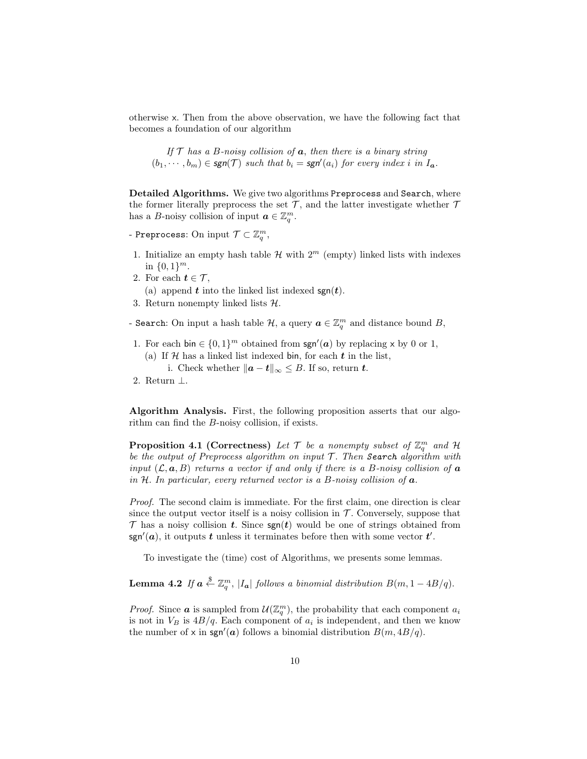otherwise x. Then from the above observation, we have the following fact that becomes a foundation of our algorithm

> *If $\mathcal{T}$ has a $B$-noisy collision of $\boldsymbol{a}$, then there is a binary string $(b_1, \cdots, b_m) \in \mathsf{sgn}(\mathcal{T})$ such that $b_i = \mathsf{sgn}'(a_i)$ for every index $i$ in $I_{\boldsymbol{a}}$.*

**Detailed Algorithms.** We give two algorithms `Preprocess` and `Search`, where the former literally preprocess the set $\mathcal{T}$, and the latter investigate whether $\mathcal{T}$ has a $B$-noisy collision of input $\boldsymbol{a} \in \mathbb{Z}_q^m$.

- `Preprocess`: On input $\mathcal{T} \subset \mathbb{Z}_q^m$,

1. Initialize an empty hash table $\mathcal{H}$ with $2^m$ (empty) linked lists with indexes in $\{0,1\}^m$.
2. For each $\boldsymbol{t} \in \mathcal{T}$,
   (a) append $\boldsymbol{t}$ into the linked list indexed $\mathsf{sgn}(\boldsymbol{t})$.
3. Return nonempty linked lists $\mathcal{H}$.

- `Search`: On input a hash table $\mathcal{H}$, a query $\boldsymbol{a} \in \mathbb{Z}_q^m$ and distance bound $B$,

1. For each $\mathsf{bin} \in \{0,1\}^m$ obtained from $\mathsf{sgn}'(\boldsymbol{a})$ by replacing x by 0 or 1,
   (a) If $\mathcal{H}$ has a linked list indexed $\mathsf{bin}$, for each $\boldsymbol{t}$ in the list,
      i. Check whether $\|\boldsymbol{a} - \boldsymbol{t}\|_\infty \le B$. If so, return $\boldsymbol{t}$.
2. Return $\perp$.

**Algorithm Analysis.** First, the following proposition asserts that our algorithm can find the $B$-noisy collision, if exists.

**Proposition 4.1 (Correctness)** *Let $\mathcal{T}$ be a nonempty subset of $\mathbb{Z}_q^m$ and $\mathcal{H}$ be the output of Preprocess algorithm on input $\mathcal{T}$. Then Search algorithm with input $(\mathcal{L}, \boldsymbol{a}, B)$ returns a vector if and only if there is a $B$-noisy collision of $\boldsymbol{a}$ in $\mathcal{H}$. In particular, every returned vector is a $B$-noisy collision of $\boldsymbol{a}$.*

*Proof.* The second claim is immediate. For the first claim, one direction is clear since the output vector itself is a noisy collision in $\mathcal{T}$. Conversely, suppose that $\mathcal{T}$ has a noisy collision $\boldsymbol{t}$. Since $\mathsf{sgn}(\boldsymbol{t})$ would be one of strings obtained from $\mathsf{sgn}'(\boldsymbol{a})$, it outputs $\boldsymbol{t}$ unless it terminates before then with some vector $\boldsymbol{t}'$.

To investigate the (time) cost of Algorithms, we presents some lemmas.

**Lemma 4.2** *If $\boldsymbol{a} \xleftarrow{\$} \mathbb{Z}_q^m$, $|I_{\boldsymbol{a}}|$ follows a binomial distribution $B(m, 1 - 4B/q)$.*

*Proof.* Since $\boldsymbol{a}$ is sampled from $\mathcal{U}(\mathbb{Z}_q^m)$, the probability that each component $a_i$ is not in $V_B$ is $4B/q$. Each component of $a_i$ is independent, and then we know the number of x in $\mathsf{sgn}'(\boldsymbol{a})$ follows a binomial distribution $B(m, 4B/q)$.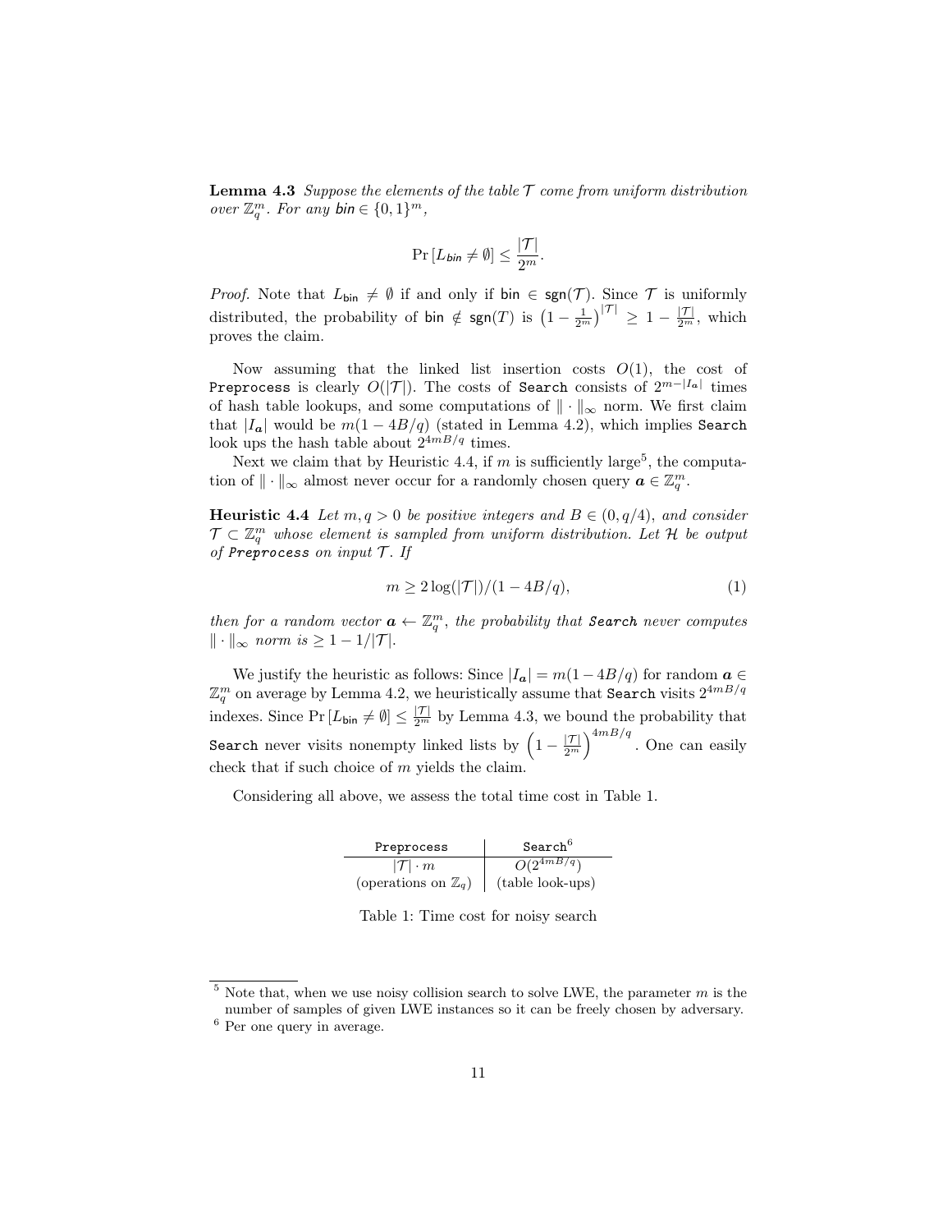**Lemma 4.3** *Suppose the elements of the table $\mathcal{T}$ come from uniform distribution over $\mathbb{Z}_q^m$. For any $\mathsf{bin} \in \{0,1\}^m$,*

$$\Pr\left[L_{\mathsf{bin}} \neq \emptyset\right] \leq \frac{|\mathcal{T}|}{2^m}.$$

*Proof.* Note that $L_{\mathsf{bin}} \neq \emptyset$ if and only if $\mathsf{bin} \in \mathsf{sgn}(\mathcal{T})$. Since $\mathcal{T}$ is uniformly distributed, the probability of $\mathsf{bin} \notin \mathsf{sgn}(T)$ is $\left(1 - \frac{1}{2^m}\right)^{|\mathcal{T}|} \geq 1 - \frac{|\mathcal{T}|}{2^m}$, which proves the claim.

Now assuming that the linked list insertion costs $O(1)$, the cost of `Preprocess` is clearly $O(|\mathcal{T}|)$. The costs of `Search` consists of $2^{m-|I_{\boldsymbol{a}}|}$ times of hash table lookups, and some computations of $\|\cdot\|_\infty$ norm. We first claim that $|I_{\boldsymbol{a}}|$ would be $m(1-4B/q)$ (stated in Lemma 4.2), which implies `Search` look ups the hash table about $2^{4mB/q}$ times.

Next we claim that by Heuristic 4.4, if $m$ is sufficiently large[5], the computation of $\|\cdot\|_\infty$ almost never occur for a randomly chosen query $\boldsymbol{a} \in \mathbb{Z}_q^m$.

**Heuristic 4.4** *Let $m, q > 0$ be positive integers and $B \in (0, q/4)$, and consider $\mathcal{T} \subset \mathbb{Z}_q^m$ whose element is sampled from uniform distribution. Let $\mathcal{H}$ be output of `Preprocess` on input $\mathcal{T}$. If*

$$m \geq 2\log(|\mathcal{T}|)/(1-4B/q), \tag{1}$$

*then for a random vector $\boldsymbol{a} \leftarrow \mathbb{Z}_q^m$, the probability that `Search` never computes $\|\cdot\|_\infty$ norm is $\geq 1 - 1/|\mathcal{T}|$.*

We justify the heuristic as follows: Since $|I_{\boldsymbol{a}}| = m(1-4B/q)$ for random $\boldsymbol{a} \in \mathbb{Z}_q^m$ on average by Lemma 4.2, we heuristically assume that `Search` visits $2^{4mB/q}$ indexes. Since $\Pr\left[L_{\mathsf{bin}} \neq \emptyset\right] \leq \frac{|\mathcal{T}|}{2^m}$ by Lemma 4.3, we bound the probability that `Search` never visits nonempty linked lists by $\left(1 - \frac{|\mathcal{T}|}{2^m}\right)^{4mB/q}$. One can easily check that if such choice of $m$ yields the claim.

Considering all above, we assess the total time cost in Table 1.

| `Preprocess` | `Search`[6] |
|---|---|
| $\vert\mathcal{T}\vert \cdot m$ | $O(2^{4mB/q})$ |
| (operations on $\mathbb{Z}_q$) | (table look-ups) |

Table 1: Time cost for noisy search

[5] Note that, when we use noisy collision search to solve LWE, the parameter $m$ is the number of samples of given LWE instances so it can be freely chosen by adversary.

[6] Per one query in average.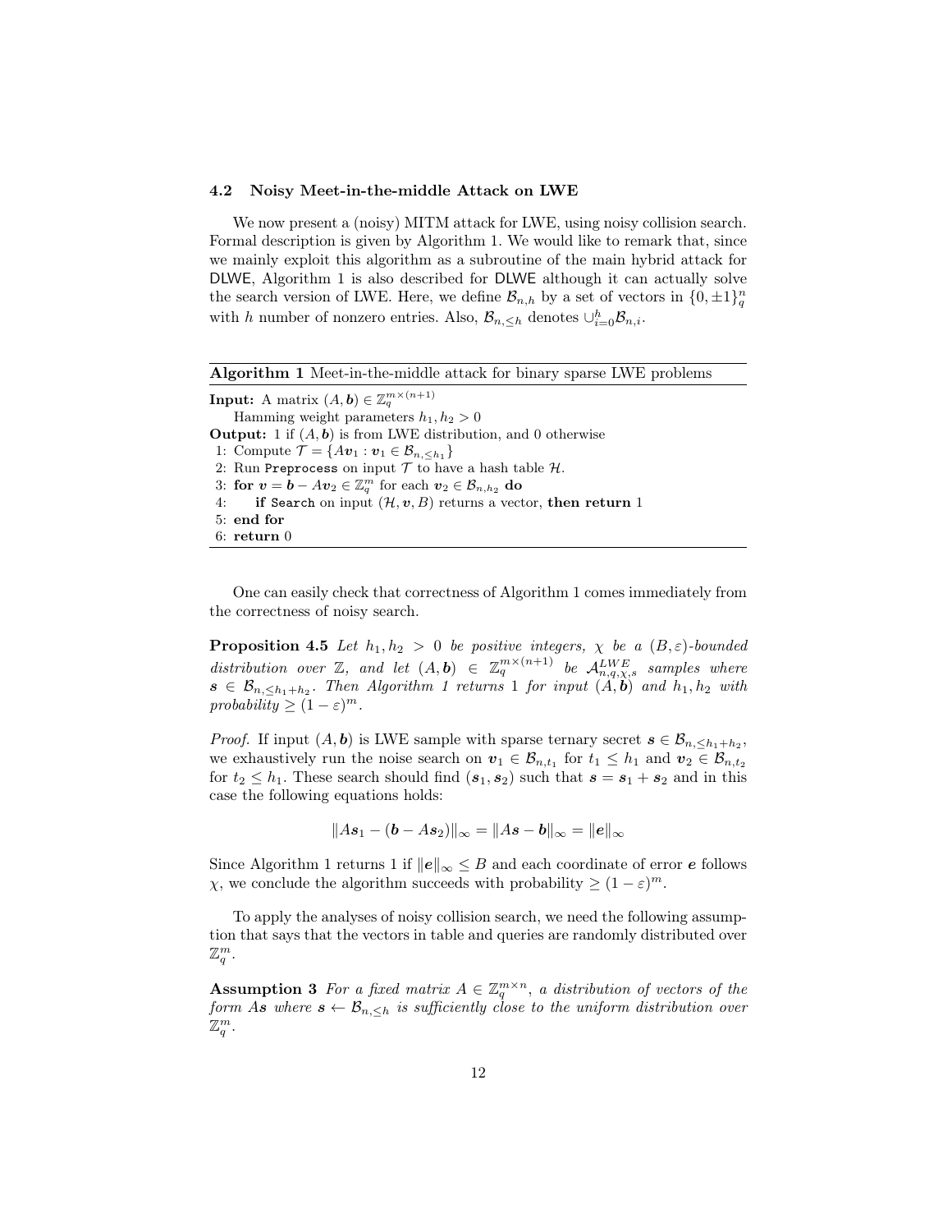### 4.2 Noisy Meet-in-the-middle Attack on LWE

We now present a (noisy) MITM attack for LWE, using noisy collision search. Formal description is given by Algorithm 1. We would like to remark that, since we mainly exploit this algorithm as a subroutine of the main hybrid attack for DLWE, Algorithm 1 is also described for DLWE although it can actually solve the search version of LWE. Here, we define $\mathcal{B}_{n,h}$ by a set of vectors in $\{0, \pm 1\}_q^n$ with $h$ number of nonzero entries. Also, $\mathcal{B}_{n,\leq h}$ denotes $\cup_{i=0}^{h} \mathcal{B}_{n,i}$.

---

**Algorithm 1** Meet-in-the-middle attack for binary sparse LWE problems

---

**Input:** A matrix $(A, \boldsymbol{b}) \in \mathbb{Z}_q^{m \times (n+1)}$

    Hamming weight parameters $h_1, h_2 > 0$

**Output:** 1 if $(A, \boldsymbol{b})$ is from LWE distribution, and 0 otherwise

1: Compute $\mathcal{T} = \{A\boldsymbol{v}_1 : \boldsymbol{v}_1 \in \mathcal{B}_{n,\leq h_1}\}$

2: Run `Preprocess` on input $\mathcal{T}$ to have a hash table $\mathcal{H}$.

3: **for** $\boldsymbol{v} = \boldsymbol{b} - A\boldsymbol{v}_2 \in \mathbb{Z}_q^m$ for each $\boldsymbol{v}_2 \in \mathcal{B}_{n,h_2}$ **do**

4:     **if** `Search` on input $(\mathcal{H}, \boldsymbol{v}, B)$ returns a vector, **then return** 1

5: **end for**

6: **return** 0

---

One can easily check that correctness of Algorithm 1 comes immediately from the correctness of noisy search.

**Proposition 4.5** *Let $h_1, h_2 > 0$ be positive integers, $\chi$ be a $(B, \varepsilon)$-bounded distribution over $\mathbb{Z}$, and let $(A, \boldsymbol{b}) \in \mathbb{Z}_q^{m \times (n+1)}$ be $\mathcal{A}_{n,q,\chi,s}^{LWE}$ samples where $\boldsymbol{s} \in \mathcal{B}_{n,\leq h_1+h_2}$. Then Algorithm 1 returns 1 for input $(A, \boldsymbol{b})$ and $h_1, h_2$ with probability $\geq (1-\varepsilon)^m$.*

*Proof.* If input $(A, \boldsymbol{b})$ is LWE sample with sparse ternary secret $\boldsymbol{s} \in \mathcal{B}_{n,\leq h_1+h_2}$, we exhaustively run the noise search on $\boldsymbol{v}_1 \in \mathcal{B}_{n,t_1}$ for $t_1 \leq h_1$ and $\boldsymbol{v}_2 \in \mathcal{B}_{n,t_2}$ for $t_2 \leq h_1$. These search should find $(\boldsymbol{s}_1, \boldsymbol{s}_2)$ such that $\boldsymbol{s} = \boldsymbol{s}_1 + \boldsymbol{s}_2$ and in this case the following equations holds:

$$\|A\boldsymbol{s}_1 - (\boldsymbol{b} - A\boldsymbol{s}_2)\|_\infty = \|A\boldsymbol{s} - \boldsymbol{b}\|_\infty = \|\boldsymbol{e}\|_\infty$$

Since Algorithm 1 returns 1 if $\|\boldsymbol{e}\|_\infty \leq B$ and each coordinate of error $\boldsymbol{e}$ follows $\chi$, we conclude the algorithm succeeds with probability $\geq (1-\varepsilon)^m$.

To apply the analyses of noisy collision search, we need the following assumption that says that the vectors in table and queries are randomly distributed over $\mathbb{Z}_q^m$.

**Assumption 3** *For a fixed matrix $A \in \mathbb{Z}_q^{m \times n}$, a distribution of vectors of the form $A\boldsymbol{s}$ where $\boldsymbol{s} \leftarrow \mathcal{B}_{n,\leq h}$ is sufficiently close to the uniform distribution over $\mathbb{Z}_q^m$.*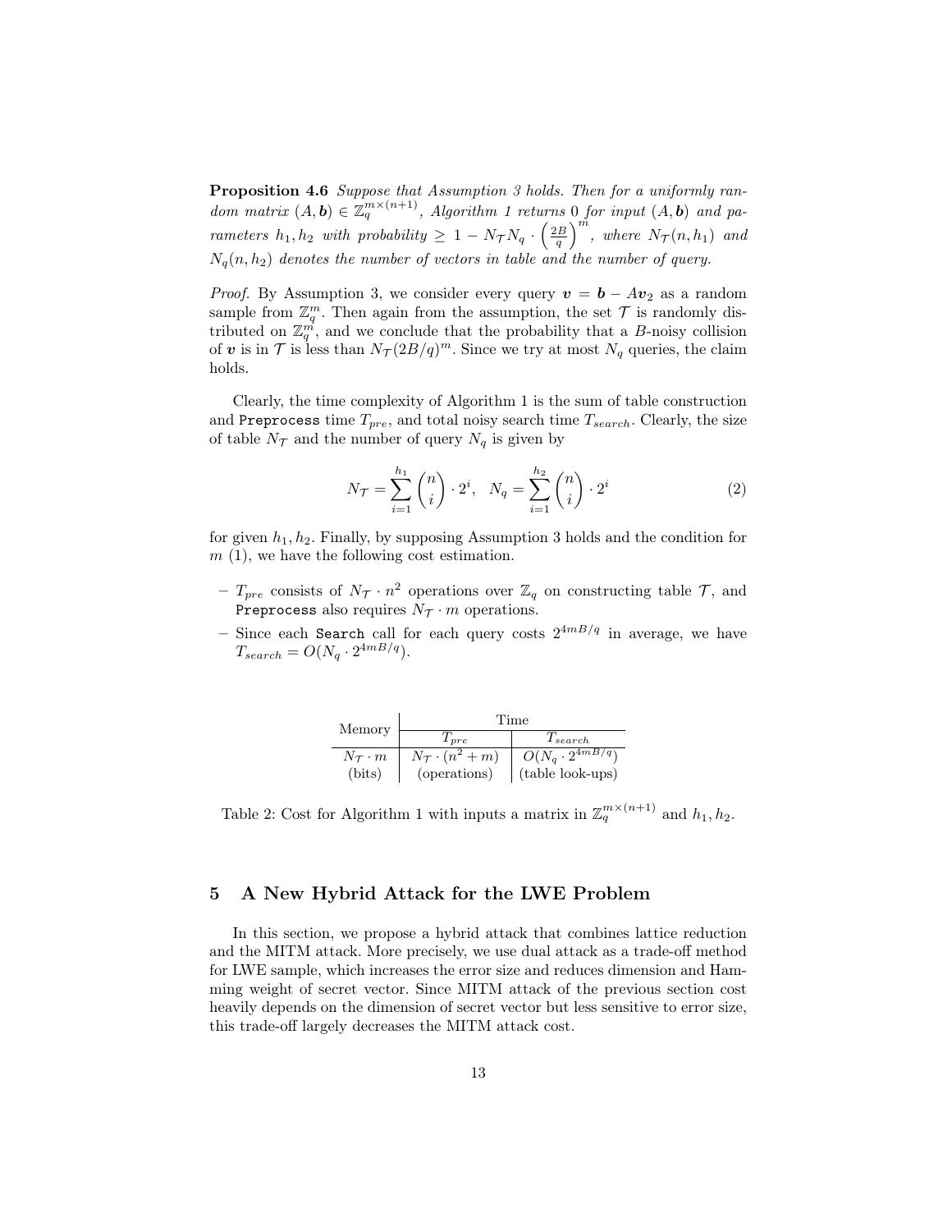**Proposition 4.6** *Suppose that Assumption 3 holds. Then for a uniformly random matrix* $(A, \boldsymbol{b}) \in \mathbb{Z}_q^{m\times(n+1)}$*, Algorithm 1 returns 0 for input* $(A, \boldsymbol{b})$ *and parameters* $h_1, h_2$ *with probability* $\geq 1 - N_{\mathcal{T}} N_q \cdot \left(\frac{2B}{q}\right)^m$*, where* $N_{\mathcal{T}}(n, h_1)$ *and* $N_q(n, h_2)$ *denotes the number of vectors in table and the number of query.*

*Proof.* By Assumption 3, we consider every query $\boldsymbol{v} = \boldsymbol{b} - A\boldsymbol{v}_2$ as a random sample from $\mathbb{Z}_q^m$. Then again from the assumption, the set $\mathcal{T}$ is randomly distributed on $\mathbb{Z}_q^m$, and we conclude that the probability that a $B$-noisy collision of $\boldsymbol{v}$ is in $\mathcal{T}$ is less than $N_{\mathcal{T}}(2B/q)^m$. Since we try at most $N_q$ queries, the claim holds.

Clearly, the time complexity of Algorithm 1 is the sum of table construction and `Preprocess` time $T_{pre}$, and total noisy search time $T_{search}$. Clearly, the size of table $N_{\mathcal{T}}$ and the number of query $N_q$ is given by

$$N_{\mathcal{T}} = \sum_{i=1}^{h_1} \binom{n}{i} \cdot 2^i, \quad N_q = \sum_{i=1}^{h_2} \binom{n}{i} \cdot 2^i \tag{2}$$

for given $h_1, h_2$. Finally, by supposing Assumption 3 holds and the condition for $m$ (1), we have the following cost estimation.

- $T_{pre}$ consists of $N_{\mathcal{T}} \cdot n^2$ operations over $\mathbb{Z}_q$ on constructing table $\mathcal{T}$, and `Preprocess` also requires $N_{\mathcal{T}} \cdot m$ operations.
- Since each `Search` call for each query costs $2^{4mB/q}$ in average, we have $T_{search} = O(N_q \cdot 2^{4mB/q})$.

| Memory | Time | |
|---|---|---|
| | $T_{pre}$ | $T_{search}$ |
| $N_{\mathcal{T}} \cdot m$ | $N_{\mathcal{T}} \cdot (n^2 + m)$ | $O(N_q \cdot 2^{4mB/q})$ |
| (bits) | (operations) | (table look-ups) |

Table 2: Cost for Algorithm 1 with inputs a matrix in $\mathbb{Z}_q^{m\times(n+1)}$ and $h_1, h_2$.

## 5 A New Hybrid Attack for the LWE Problem

In this section, we propose a hybrid attack that combines lattice reduction and the MITM attack. More precisely, we use dual attack as a trade-off method for LWE sample, which increases the error size and reduces dimension and Hamming weight of secret vector. Since MITM attack of the previous section cost heavily depends on the dimension of secret vector but less sensitive to error size, this trade-off largely decreases the MITM attack cost.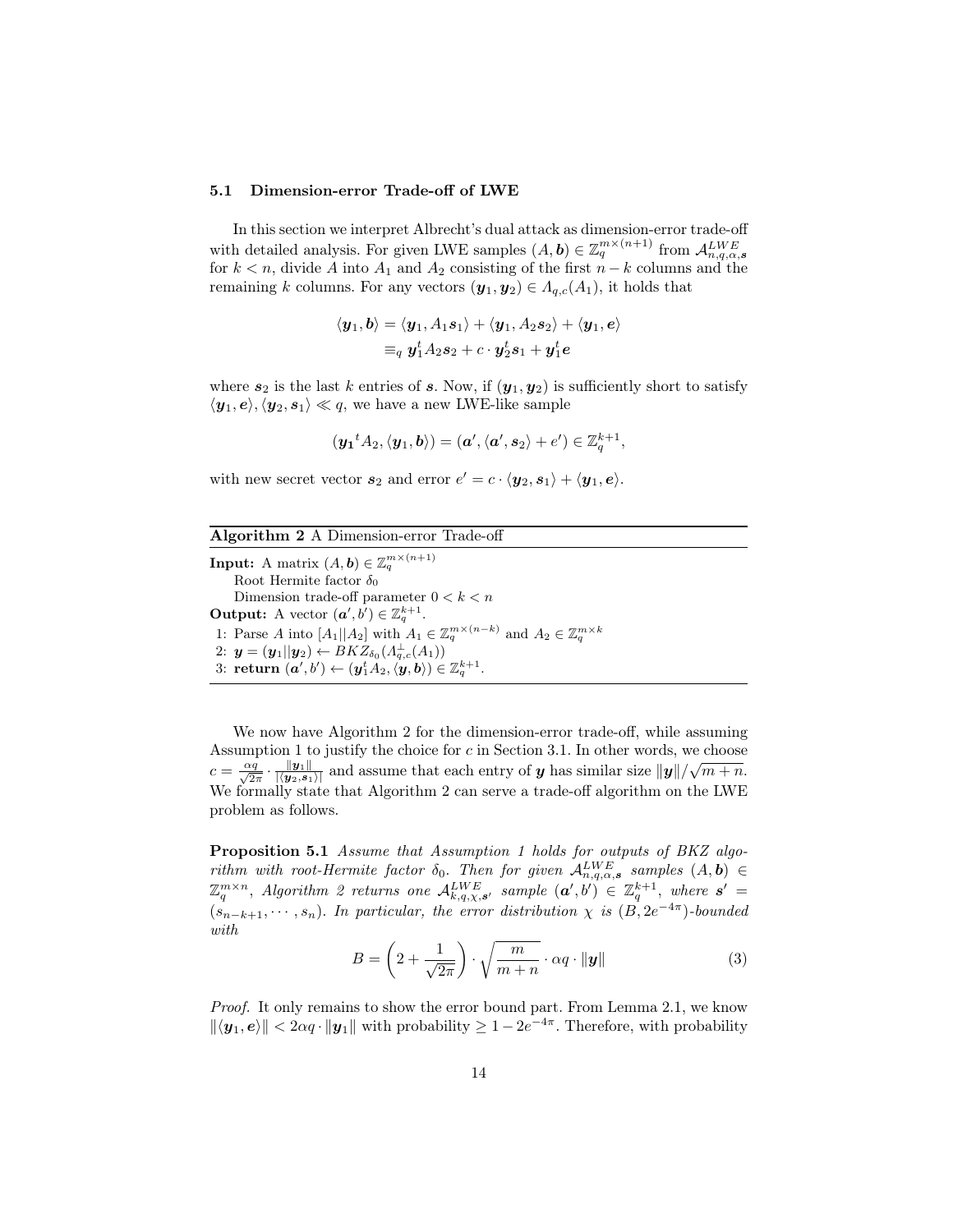### 5.1 Dimension-error Trade-off of LWE

In this section we interpret Albrecht's dual attack as dimension-error trade-off with detailed analysis. For given LWE samples $(A, \boldsymbol{b}) \in \mathbb{Z}_q^{m \times (n+1)}$ from $\mathcal{A}_{n,q,\alpha,\boldsymbol{s}}^{LWE}$ for $k < n$, divide $A$ into $A_1$ and $A_2$ consisting of the first $n-k$ columns and the remaining $k$ columns. For any vectors $(\boldsymbol{y}_1, \boldsymbol{y}_2) \in \Lambda_{q,c}(A_1)$, it holds that

$$\begin{aligned}\langle \boldsymbol{y}_1, \boldsymbol{b} \rangle &= \langle \boldsymbol{y}_1, A_1 \boldsymbol{s}_1 \rangle + \langle \boldsymbol{y}_1, A_2 \boldsymbol{s}_2 \rangle + \langle \boldsymbol{y}_1, \boldsymbol{e} \rangle \\ &\equiv_q \boldsymbol{y}_1^t A_2 \boldsymbol{s}_2 + c \cdot \boldsymbol{y}_2^t \boldsymbol{s}_1 + \boldsymbol{y}_1^t \boldsymbol{e}\end{aligned}$$

where $\boldsymbol{s}_2$ is the last $k$ entries of $\boldsymbol{s}$. Now, if $(\boldsymbol{y}_1, \boldsymbol{y}_2)$ is sufficiently short to satisfy $\langle \boldsymbol{y}_1, \boldsymbol{e} \rangle, \langle \boldsymbol{y}_2, \boldsymbol{s}_1 \rangle \ll q$, we have a new LWE-like sample

$$(\boldsymbol{y}_1{}^t A_2, \langle \boldsymbol{y}_1, \boldsymbol{b} \rangle) = (\boldsymbol{a}', \langle \boldsymbol{a}', \boldsymbol{s}_2 \rangle + e') \in \mathbb{Z}_q^{k+1},$$

with new secret vector $\boldsymbol{s}_2$ and error $e' = c \cdot \langle \boldsymbol{y}_2, \boldsymbol{s}_1 \rangle + \langle \boldsymbol{y}_1, \boldsymbol{e} \rangle$.

---

**Algorithm 2** A Dimension-error Trade-off

---

**Input:** A matrix $(A, \boldsymbol{b}) \in \mathbb{Z}_q^{m \times (n+1)}$
  Root Hermite factor $\delta_0$
  Dimension trade-off parameter $0 < k < n$
**Output:** A vector $(\boldsymbol{a}', b') \in \mathbb{Z}_q^{k+1}$.
1: Parse $A$ into $[A_1 || A_2]$ with $A_1 \in \mathbb{Z}_q^{m \times (n-k)}$ and $A_2 \in \mathbb{Z}_q^{m \times k}$
2: $\boldsymbol{y} = (\boldsymbol{y}_1 || \boldsymbol{y}_2) \leftarrow BKZ_{\delta_0}(\Lambda_{q,c}^{\perp}(A_1))$
3: **return** $(\boldsymbol{a}', b') \leftarrow (\boldsymbol{y}_1^t A_2, \langle \boldsymbol{y}, \boldsymbol{b} \rangle) \in \mathbb{Z}_q^{k+1}$.

---

We now have Algorithm 2 for the dimension-error trade-off, while assuming Assumption 1 to justify the choice for $c$ in Section 3.1. In other words, we choose $c = \frac{\alpha q}{\sqrt{2\pi}} \cdot \frac{\|\boldsymbol{y}_1\|}{|\langle \boldsymbol{y}_2, \boldsymbol{s}_1 \rangle|}$ and assume that each entry of $\boldsymbol{y}$ has similar size $\|\boldsymbol{y}\|/\sqrt{m+n}$. We formally state that Algorithm 2 can serve a trade-off algorithm on the LWE problem as follows.

**Proposition 5.1** *Assume that Assumption 1 holds for outputs of BKZ algorithm with root-Hermite factor $\delta_0$. Then for given $\mathcal{A}_{n,q,\alpha,\boldsymbol{s}}^{LWE}$ samples $(A, \boldsymbol{b}) \in \mathbb{Z}_q^{m \times n}$, Algorithm 2 returns one $\mathcal{A}_{k,q,\chi,\boldsymbol{s}'}^{LWE}$ sample $(\boldsymbol{a}', b') \in \mathbb{Z}_q^{k+1}$, where $\boldsymbol{s}' = (s_{n-k+1}, \cdots, s_n)$. In particular, the error distribution $\chi$ is $(B, 2e^{-4\pi})$-bounded with*

$$B = \left(2 + \frac{1}{\sqrt{2\pi}}\right) \cdot \sqrt{\frac{m}{m+n}} \cdot \alpha q \cdot \|\boldsymbol{y}\| \tag{3}$$

*Proof.* It only remains to show the error bound part. From Lemma 2.1, we know $\|\langle \boldsymbol{y}_1, \boldsymbol{e} \rangle\| < 2\alpha q \cdot \|\boldsymbol{y}_1\|$ with probability $\geq 1 - 2e^{-4\pi}$. Therefore, with probability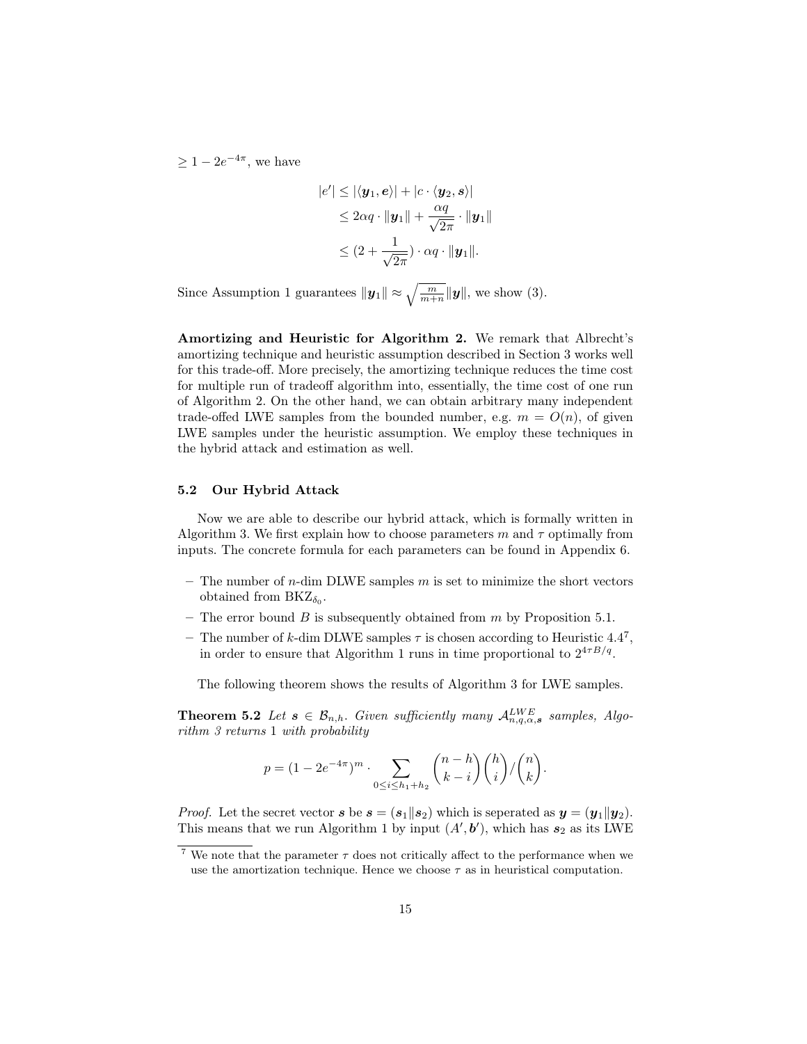$\geq 1 - 2e^{-4\pi}$, we have

$$
\begin{aligned}
|e'| &\leq |\langle \boldsymbol{y}_1, \boldsymbol{e} \rangle| + |c \cdot \langle \boldsymbol{y}_2, \boldsymbol{s} \rangle| \\
&\leq 2\alpha q \cdot \|\boldsymbol{y}_1\| + \frac{\alpha q}{\sqrt{2\pi}} \cdot \|\boldsymbol{y}_1\| \\
&\leq (2 + \frac{1}{\sqrt{2\pi}}) \cdot \alpha q \cdot \|\boldsymbol{y}_1\|.
\end{aligned}
$$

Since Assumption 1 guarantees $\|\boldsymbol{y}_1\| \approx \sqrt{\frac{m}{m+n}} \|\boldsymbol{y}\|$, we show (3).

**Amortizing and Heuristic for Algorithm 2.** We remark that Albrecht's amortizing technique and heuristic assumption described in Section 3 works well for this trade-off. More precisely, the amortizing technique reduces the time cost for multiple run of tradeoff algorithm into, essentially, the time cost of one run of Algorithm 2. On the other hand, we can obtain arbitrary many independent trade-offed LWE samples from the bounded number, e.g. $m = O(n)$, of given LWE samples under the heuristic assumption. We employ these techniques in the hybrid attack and estimation as well.

### 5.2 Our Hybrid Attack

Now we are able to describe our hybrid attack, which is formally written in Algorithm 3. We first explain how to choose parameters $m$ and $\tau$ optimally from inputs. The concrete formula for each parameters can be found in Appendix 6.

- The number of $n$-dim DLWE samples $m$ is set to minimize the short vectors obtained from $\mathrm{BKZ}_{\delta_0}$.
- The error bound $B$ is subsequently obtained from $m$ by Proposition 5.1.
- The number of $k$-dim DLWE samples $\tau$ is chosen according to Heuristic 4.4[7], in order to ensure that Algorithm 1 runs in time proportional to $2^{4\tau B/q}$.

The following theorem shows the results of Algorithm 3 for LWE samples.

**Theorem 5.2** *Let $\boldsymbol{s} \in \mathcal{B}_{n,h}$. Given sufficiently many $\mathcal{A}^{LWE}_{n,q,\alpha,\boldsymbol{s}}$ samples, Algorithm 3 returns* 1 *with probability*

$$
p = (1 - 2e^{-4\pi})^m \cdot \sum_{0 \leq i \leq h_1 + h_2} \binom{n-h}{k-i} \binom{h}{i} / \binom{n}{k}.
$$

*Proof.* Let the secret vector $\boldsymbol{s}$ be $\boldsymbol{s} = (\boldsymbol{s}_1 \| \boldsymbol{s}_2)$ which is seperated as $\boldsymbol{y} = (\boldsymbol{y}_1 \| \boldsymbol{y}_2)$. This means that we run Algorithm 1 by input $(A', \boldsymbol{b}')$, which has $\boldsymbol{s}_2$ as its LWE

[7] We note that the parameter $\tau$ does not critically affect to the performance when we use the amortization technique. Hence we choose $\tau$ as in heuristical computation.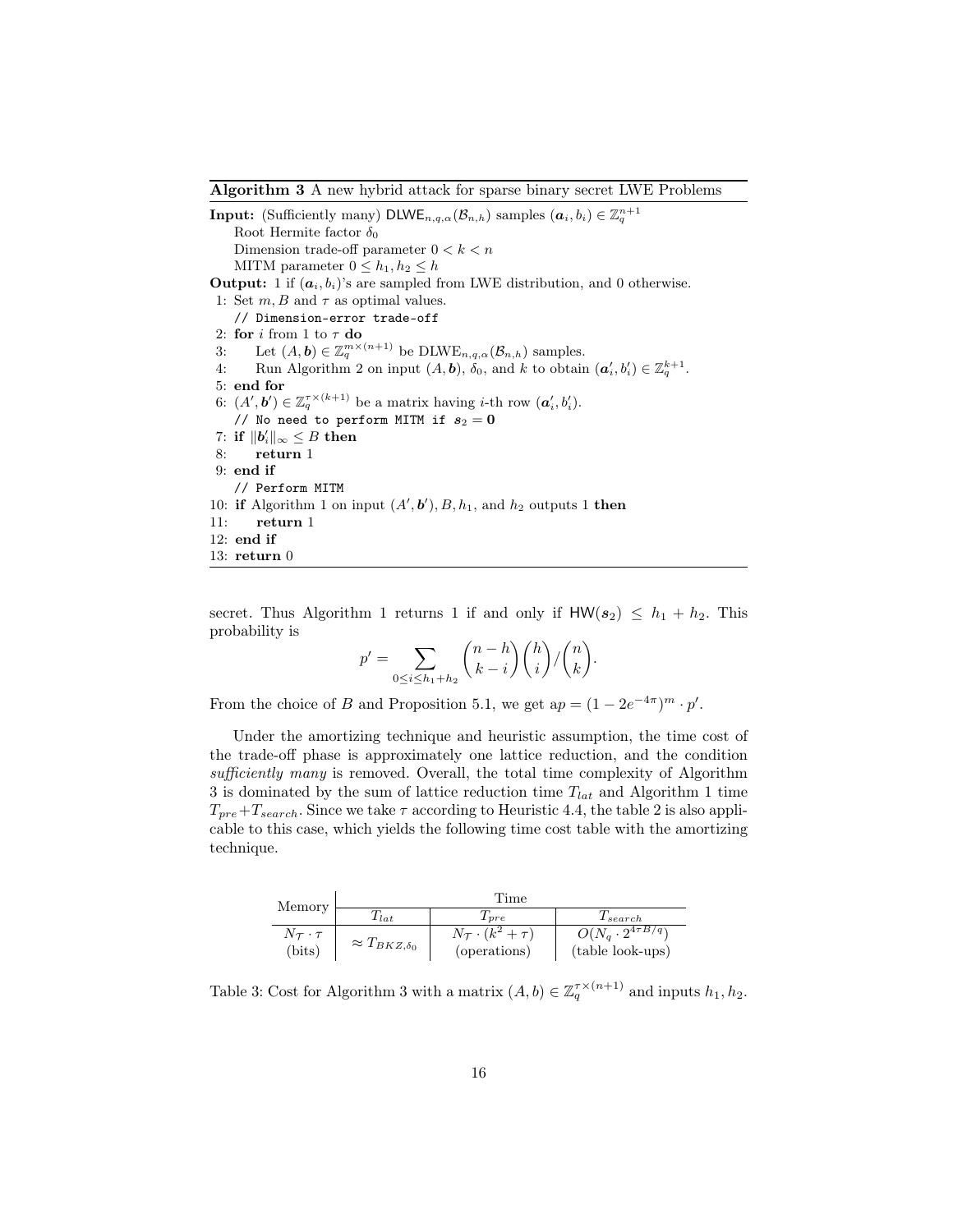**Algorithm 3** A new hybrid attack for sparse binary secret LWE Problems

**Input:** (Sufficiently many) $\mathsf{DLWE}_{n,q,\alpha}(\mathcal{B}_{n,h})$ samples $(\boldsymbol{a}_i, b_i) \in \mathbb{Z}_q^{n+1}$
Root Hermite factor $\delta_0$
Dimension trade-off parameter $0 < k < n$
MITM parameter $0 \leq h_1, h_2 \leq h$

**Output:** 1 if $(\boldsymbol{a}_i, b_i)$'s are sampled from LWE distribution, and 0 otherwise.

```
1: Set m, B and τ as optimal values.
   // Dimension-error trade-off
2: for i from 1 to τ do
3:     Let (A, b) ∈ Z_q^{m×(n+1)} be DLWE_{n,q,α}(B_{n,h}) samples.
4:     Run Algorithm 2 on input (A, b), δ_0, and k to obtain (a'_i, b'_i) ∈ Z_q^{k+1}.
5: end for
6: (A', b') ∈ Z_q^{τ×(k+1)} be a matrix having i-th row (a'_i, b'_i).
   // No need to perform MITM if s_2 = 0
7: if ||b'_i||_∞ ≤ B then
8:     return 1
9: end if
   // Perform MITM
10: if Algorithm 1 on input (A', b'), B, h_1, and h_2 outputs 1 then
11:     return 1
12: end if
13: return 0
```

secret. Thus Algorithm 1 returns 1 if and only if $\mathsf{HW}(\boldsymbol{s}_2) \leq h_1 + h_2$. This probability is

$$p' = \sum_{0 \leq i \leq h_1+h_2} \binom{n-h}{k-i}\binom{h}{i} / \binom{n}{k}.$$

From the choice of $B$ and Proposition 5.1, we get a$p = (1 - 2e^{-4\pi})^m \cdot p'$.

Under the amortizing technique and heuristic assumption, the time cost of the trade-off phase is approximately one lattice reduction, and the condition *sufficiently many* is removed. Overall, the total time complexity of Algorithm 3 is dominated by the sum of lattice reduction time $T_{lat}$ and Algorithm 1 time $T_{pre}+T_{search}$. Since we take $\tau$ according to Heuristic 4.4, the table 2 is also applicable to this case, which yields the following time cost table with the amortizing technique.

| Memory | Time | | |
|---|---|---|---|
| | $T_{lat}$ | $T_{pre}$ | $T_{search}$ |
| $N_{\mathcal{T}} \cdot \tau$ (bits) | $\approx T_{BKZ,\delta_0}$ | $N_{\mathcal{T}} \cdot (k^2 + \tau)$ (operations) | $O(N_q \cdot 2^{4\tau B/q})$ (table look-ups) |

Table 3: Cost for Algorithm 3 with a matrix $(A, b) \in \mathbb{Z}_q^{\tau \times (n+1)}$ and inputs $h_1, h_2$.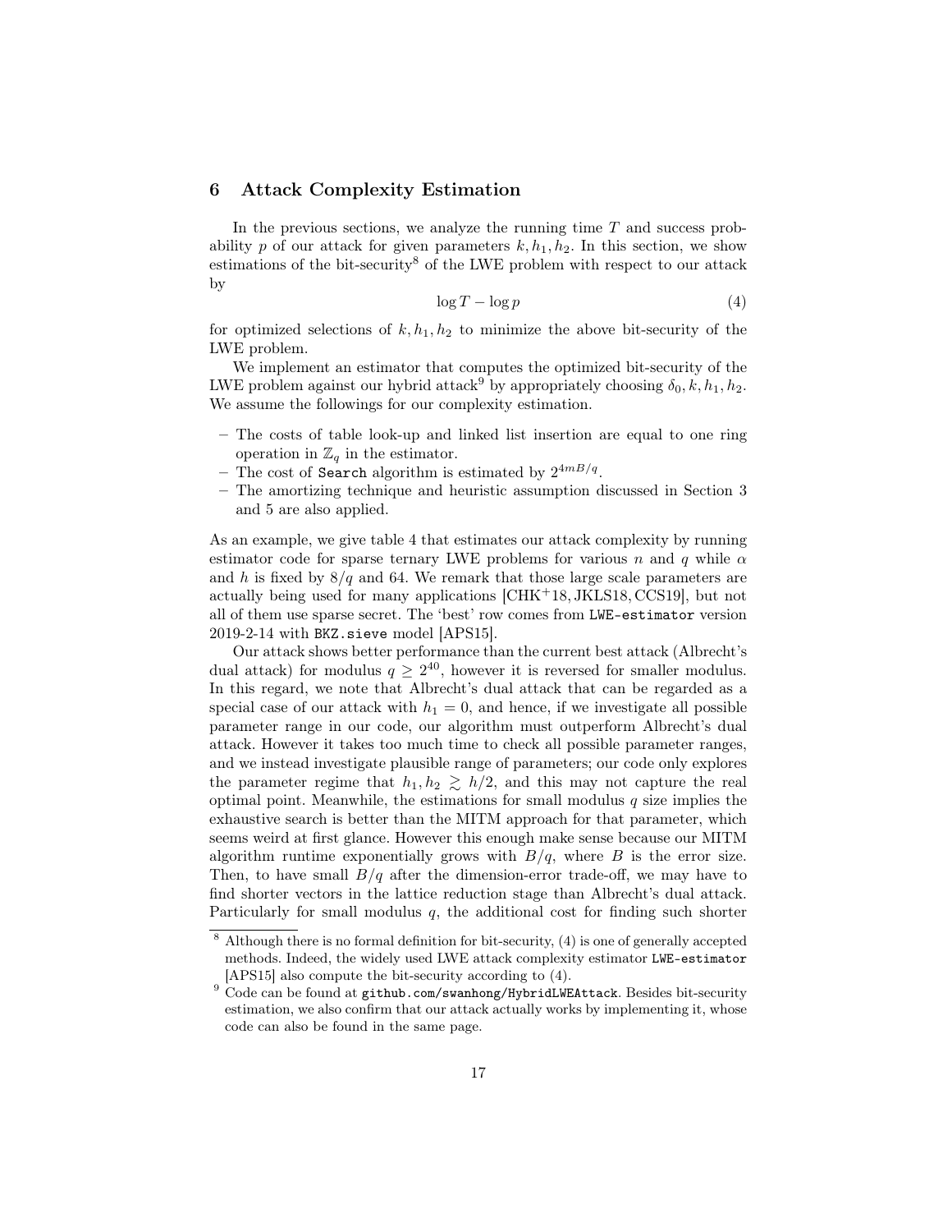## 6 Attack Complexity Estimation

In the previous sections, we analyze the running time $T$ and success probability $p$ of our attack for given parameters $k, h_1, h_2$. In this section, we show estimations of the bit-security[8] of the LWE problem with respect to our attack by

$$\log T - \log p \tag{4}$$

for optimized selections of $k, h_1, h_2$ to minimize the above bit-security of the LWE problem.

We implement an estimator that computes the optimized bit-security of the LWE problem against our hybrid attack[9] by appropriately choosing $\delta_0, k, h_1, h_2$. We assume the followings for our complexity estimation.

- The costs of table look-up and linked list insertion are equal to one ring operation in $\mathbb{Z}_q$ in the estimator.
- The cost of `Search` algorithm is estimated by $2^{4mB/q}$.
- The amortizing technique and heuristic assumption discussed in Section 3 and 5 are also applied.

As an example, we give table 4 that estimates our attack complexity by running estimator code for sparse ternary LWE problems for various $n$ and $q$ while $\alpha$ and $h$ is fixed by $8/q$ and 64. We remark that those large scale parameters are actually being used for many applications [CHK+18, JKLS18, CCS19], but not all of them use sparse secret. The 'best' row comes from `LWE-estimator` version 2019-2-14 with `BKZ.sieve` model [APS15].

Our attack shows better performance than the current best attack (Albrecht's dual attack) for modulus $q \geq 2^{40}$, however it is reversed for smaller modulus. In this regard, we note that Albrecht's dual attack that can be regarded as a special case of our attack with $h_1 = 0$, and hence, if we investigate all possible parameter range in our code, our algorithm must outperform Albrecht's dual attack. However it takes too much time to check all possible parameter ranges, and we instead investigate plausible range of parameters; our code only explores the parameter regime that $h_1, h_2 \gtrsim h/2$, and this may not capture the real optimal point. Meanwhile, the estimations for small modulus $q$ size implies the exhaustive search is better than the MITM approach for that parameter, which seems weird at first glance. However this enough make sense because our MITM algorithm runtime exponentially grows with $B/q$, where $B$ is the error size. Then, to have small $B/q$ after the dimension-error trade-off, we may have to find shorter vectors in the lattice reduction stage than Albrecht's dual attack. Particularly for small modulus $q$, the additional cost for finding such shorter

---

[8] Although there is no formal definition for bit-security, (4) is one of generally accepted methods. Indeed, the widely used LWE attack complexity estimator `LWE-estimator` [APS15] also compute the bit-security according to (4).

[9] Code can be found at `github.com/swanhong/HybridLWEAttack`. Besides bit-security estimation, we also confirm that our attack actually works by implementing it, whose code can also be found in the same page.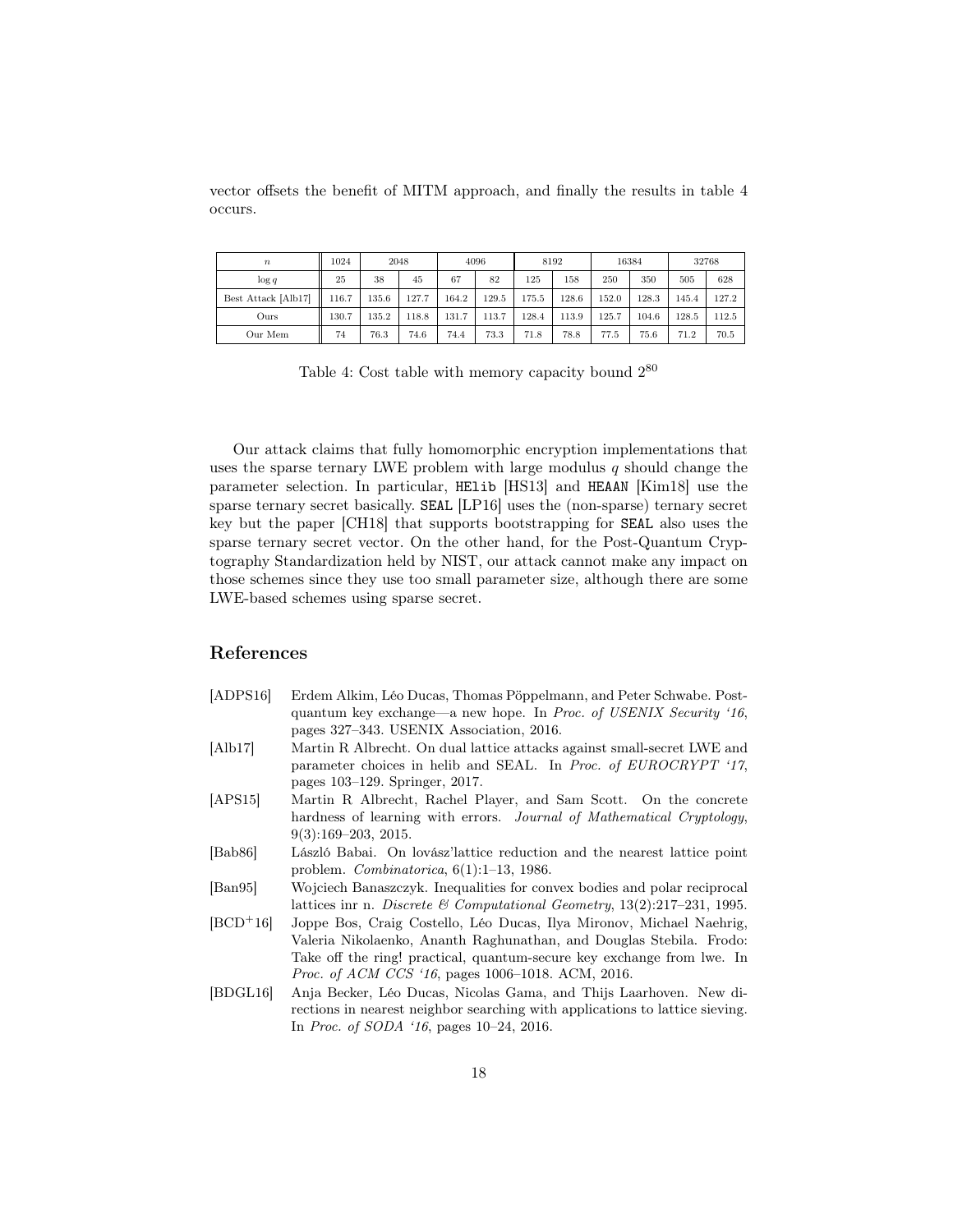vector offsets the benefit of MITM approach, and finally the results in table 4 occurs.

| $n$ | 1024 | 2048 | | 4096 | | 8192 | | 16384 | | 32768 | |
|---|---|---|---|---|---|---|---|---|---|---|---|
| $\log q$ | 25 | 38 | 45 | 67 | 82 | 125 | 158 | 250 | 350 | 505 | 628 |
| Best Attack [Alb17] | 116.7 | 135.6 | 127.7 | 164.2 | 129.5 | 175.5 | 128.6 | 152.0 | 128.3 | 145.4 | 127.2 |
| Ours | 130.7 | 135.2 | 118.8 | 131.7 | 113.7 | 128.4 | 113.9 | 125.7 | 104.6 | 128.5 | 112.5 |
| Our Mem | 74 | 76.3 | 74.6 | 74.4 | 73.3 | 71.8 | 78.8 | 77.5 | 75.6 | 71.2 | 70.5 |

Table 4: Cost table with memory capacity bound $2^{80}$

Our attack claims that fully homomorphic encryption implementations that uses the sparse ternary LWE problem with large modulus $q$ should change the parameter selection. In particular, `HElib` [HS13] and `HEAAN` [Kim18] use the sparse ternary secret basically. `SEAL` [LP16] uses the (non-sparse) ternary secret key but the paper [CH18] that supports bootstrapping for `SEAL` also uses the sparse ternary secret vector. On the other hand, for the Post-Quantum Cryptography Standardization held by NIST, our attack cannot make any impact on those schemes since they use too small parameter size, although there are some LWE-based schemes using sparse secret.

## References

[ADPS16] Erdem Alkim, Léo Ducas, Thomas Pöppelmann, and Peter Schwabe. Post-quantum key exchange—a new hope. In *Proc. of USENIX Security '16*, pages 327–343. USENIX Association, 2016.

[Alb17] Martin R Albrecht. On dual lattice attacks against small-secret LWE and parameter choices in helib and SEAL. In *Proc. of EUROCRYPT '17*, pages 103–129. Springer, 2017.

[APS15] Martin R Albrecht, Rachel Player, and Sam Scott. On the concrete hardness of learning with errors. *Journal of Mathematical Cryptology*, 9(3):169–203, 2015.

[Bab86] László Babai. On lovász'lattice reduction and the nearest lattice point problem. *Combinatorica*, 6(1):1–13, 1986.

[Ban95] Wojciech Banaszczyk. Inequalities for convex bodies and polar reciprocal lattices inr n. *Discrete & Computational Geometry*, 13(2):217–231, 1995.

[BCD+16] Joppe Bos, Craig Costello, Léo Ducas, Ilya Mironov, Michael Naehrig, Valeria Nikolaenko, Ananth Raghunathan, and Douglas Stebila. Frodo: Take off the ring! practical, quantum-secure key exchange from lwe. In *Proc. of ACM CCS '16*, pages 1006–1018. ACM, 2016.

[BDGL16] Anja Becker, Léo Ducas, Nicolas Gama, and Thijs Laarhoven. New directions in nearest neighbor searching with applications to lattice sieving. In *Proc. of SODA '16*, pages 10–24, 2016.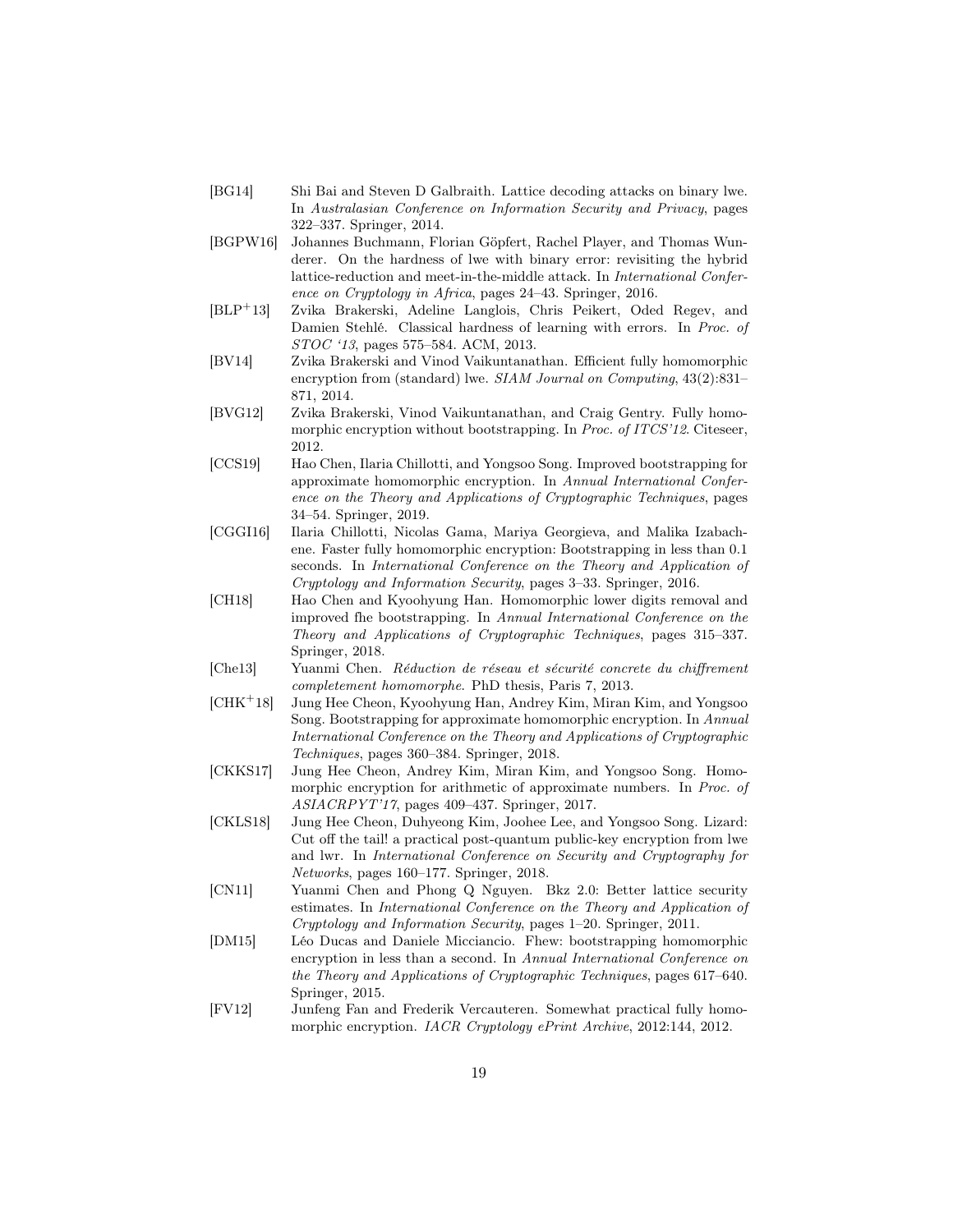[BG14] Shi Bai and Steven D Galbraith. Lattice decoding attacks on binary lwe. In *Australasian Conference on Information Security and Privacy*, pages 322–337. Springer, 2014.

[BGPW16] Johannes Buchmann, Florian Göpfert, Rachel Player, and Thomas Wunderer. On the hardness of lwe with binary error: revisiting the hybrid lattice-reduction and meet-in-the-middle attack. In *International Conference on Cryptology in Africa*, pages 24–43. Springer, 2016.

[BLP+13] Zvika Brakerski, Adeline Langlois, Chris Peikert, Oded Regev, and Damien Stehlé. Classical hardness of learning with errors. In *Proc. of STOC '13*, pages 575–584. ACM, 2013.

[BV14] Zvika Brakerski and Vinod Vaikuntanathan. Efficient fully homomorphic encryption from (standard) lwe. *SIAM Journal on Computing*, 43(2):831–871, 2014.

[BVG12] Zvika Brakerski, Vinod Vaikuntanathan, and Craig Gentry. Fully homomorphic encryption without bootstrapping. In *Proc. of ITCS'12*. Citeseer, 2012.

[CCS19] Hao Chen, Ilaria Chillotti, and Yongsoo Song. Improved bootstrapping for approximate homomorphic encryption. In *Annual International Conference on the Theory and Applications of Cryptographic Techniques*, pages 34–54. Springer, 2019.

[CGGI16] Ilaria Chillotti, Nicolas Gama, Mariya Georgieva, and Malika Izabachene. Faster fully homomorphic encryption: Bootstrapping in less than 0.1 seconds. In *International Conference on the Theory and Application of Cryptology and Information Security*, pages 3–33. Springer, 2016.

[CH18] Hao Chen and Kyoohyung Han. Homomorphic lower digits removal and improved fhe bootstrapping. In *Annual International Conference on the Theory and Applications of Cryptographic Techniques*, pages 315–337. Springer, 2018.

[Che13] Yuanmi Chen. *Réduction de réseau et sécurité concrete du chiffrement completement homomorphe*. PhD thesis, Paris 7, 2013.

[CHK+18] Jung Hee Cheon, Kyoohyung Han, Andrey Kim, Miran Kim, and Yongsoo Song. Bootstrapping for approximate homomorphic encryption. In *Annual International Conference on the Theory and Applications of Cryptographic Techniques*, pages 360–384. Springer, 2018.

[CKKS17] Jung Hee Cheon, Andrey Kim, Miran Kim, and Yongsoo Song. Homomorphic encryption for arithmetic of approximate numbers. In *Proc. of ASIACRPYT'17*, pages 409–437. Springer, 2017.

[CKLS18] Jung Hee Cheon, Duhyeong Kim, Joohee Lee, and Yongsoo Song. Lizard: Cut off the tail! a practical post-quantum public-key encryption from lwe and lwr. In *International Conference on Security and Cryptography for Networks*, pages 160–177. Springer, 2018.

[CN11] Yuanmi Chen and Phong Q Nguyen. Bkz 2.0: Better lattice security estimates. In *International Conference on the Theory and Application of Cryptology and Information Security*, pages 1–20. Springer, 2011.

[DM15] Léo Ducas and Daniele Micciancio. Fhew: bootstrapping homomorphic encryption in less than a second. In *Annual International Conference on the Theory and Applications of Cryptographic Techniques*, pages 617–640. Springer, 2015.

[FV12] Junfeng Fan and Frederik Vercauteren. Somewhat practical fully homomorphic encryption. *IACR Cryptology ePrint Archive*, 2012:144, 2012.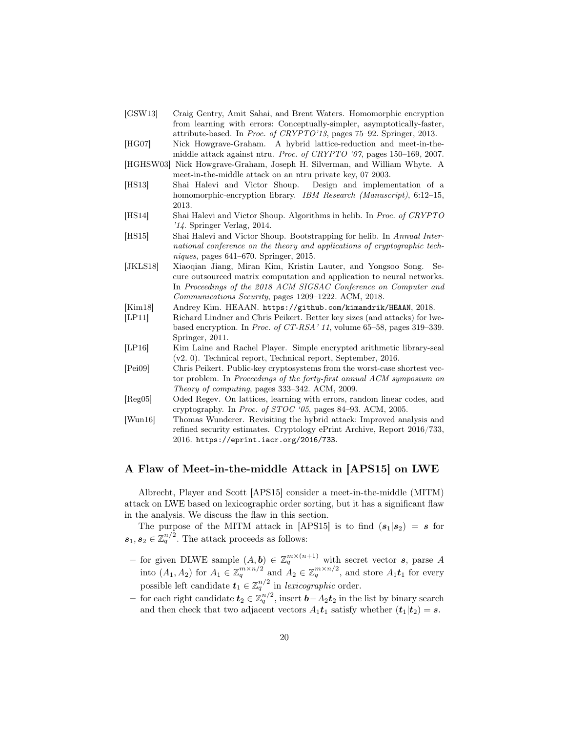- [GSW13] Craig Gentry, Amit Sahai, and Brent Waters. Homomorphic encryption from learning with errors: Conceptually-simpler, asymptotically-faster, attribute-based. In *Proc. of CRYPTO'13*, pages 75–92. Springer, 2013.
- [HG07] Nick Howgrave-Graham. A hybrid lattice-reduction and meet-in-the-middle attack against ntru. *Proc. of CRYPTO '07*, pages 150–169, 2007.
- [HGHSW03] Nick Howgrave-Graham, Joseph H. Silverman, and William Whyte. A meet-in-the-middle attack on an ntru private key, 07 2003.
- [HS13] Shai Halevi and Victor Shoup. Design and implementation of a homomorphic-encryption library. *IBM Research (Manuscript)*, 6:12–15, 2013.
- [HS14] Shai Halevi and Victor Shoup. Algorithms in helib. In *Proc. of CRYPTO '14*. Springer Verlag, 2014.
- [HS15] Shai Halevi and Victor Shoup. Bootstrapping for helib. In *Annual International conference on the theory and applications of cryptographic techniques*, pages 641–670. Springer, 2015.
- [JKLS18] Xiaoqian Jiang, Miran Kim, Kristin Lauter, and Yongsoo Song. Secure outsourced matrix computation and application to neural networks. In *Proceedings of the 2018 ACM SIGSAC Conference on Computer and Communications Security*, pages 1209–1222. ACM, 2018.
- [Kim18] Andrey Kim. HEAAN. `https://github.com/kimandrik/HEAAN`, 2018.
- [LP11] Richard Lindner and Chris Peikert. Better key sizes (and attacks) for lwe-based encryption. In *Proc. of CT-RSA' 11*, volume 65–58, pages 319–339. Springer, 2011.
- [LP16] Kim Laine and Rachel Player. Simple encrypted arithmetic library-seal (v2. 0). Technical report, Technical report, September, 2016.
- [Pei09] Chris Peikert. Public-key cryptosystems from the worst-case shortest vector problem. In *Proceedings of the forty-first annual ACM symposium on Theory of computing*, pages 333–342. ACM, 2009.
- [Reg05] Oded Regev. On lattices, learning with errors, random linear codes, and cryptography. In *Proc. of STOC '05*, pages 84–93. ACM, 2005.
- [Wun16] Thomas Wunderer. Revisiting the hybrid attack: Improved analysis and refined security estimates. Cryptology ePrint Archive, Report 2016/733, 2016. `https://eprint.iacr.org/2016/733`.

## A Flaw of Meet-in-the-middle Attack in [APS15] on LWE

Albrecht, Player and Scott [APS15] consider a meet-in-the-middle (MITM) attack on LWE based on lexicographic order sorting, but it has a significant flaw in the analysis. We discuss the flaw in this section.

The purpose of the MITM attack in [APS15] is to find $(\boldsymbol{s}_1|\boldsymbol{s}_2) = \boldsymbol{s}$ for $\boldsymbol{s}_1, \boldsymbol{s}_2 \in \mathbb{Z}_q^{n/2}$. The attack proceeds as follows:

- for given DLWE sample $(A, \boldsymbol{b}) \in \mathbb{Z}_q^{m\times(n+1)}$ with secret vector $\boldsymbol{s}$, parse $A$ into $(A_1, A_2)$ for $A_1 \in \mathbb{Z}_q^{m\times n/2}$ and $A_2 \in \mathbb{Z}_q^{m\times n/2}$, and store $A_1\boldsymbol{t}_1$ for every possible left candidate $\boldsymbol{t}_1 \in \mathbb{Z}_q^{n/2}$ in *lexicographic* order.
- for each right candidate $\boldsymbol{t}_2 \in \mathbb{Z}_q^{n/2}$, insert $\boldsymbol{b} - A_2\boldsymbol{t}_2$ in the list by binary search and then check that two adjacent vectors $A_1\boldsymbol{t}_1$ satisfy whether $(\boldsymbol{t}_1|\boldsymbol{t}_2) = \boldsymbol{s}$.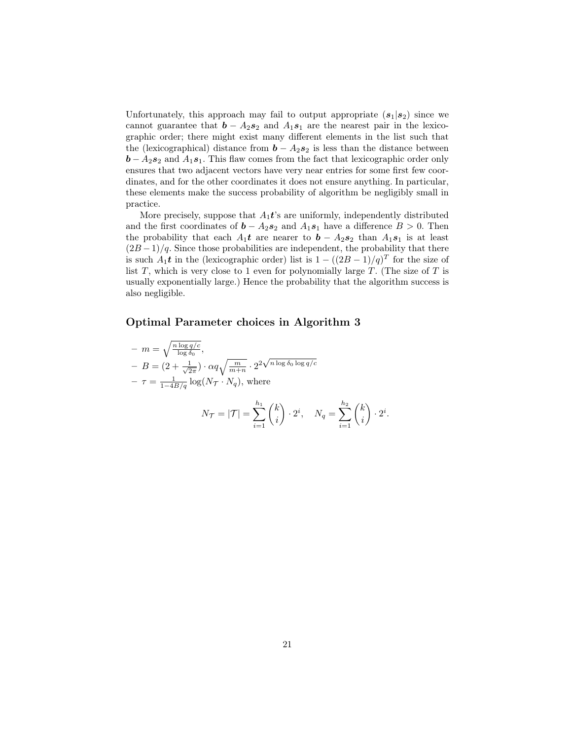Unfortunately, this approach may fail to output appropriate $(\boldsymbol{s}_1|\boldsymbol{s}_2)$ since we cannot guarantee that $\boldsymbol{b} - A_2\boldsymbol{s}_2$ and $A_1\boldsymbol{s}_1$ are the nearest pair in the lexicographic order; there might exist many different elements in the list such that the (lexicographical) distance from $\boldsymbol{b} - A_2\boldsymbol{s}_2$ is less than the distance between $\boldsymbol{b} - A_2\boldsymbol{s}_2$ and $A_1\boldsymbol{s}_1$. This flaw comes from the fact that lexicographic order only ensures that two adjacent vectors have very near entries for some first few coordinates, and for the other coordinates it does not ensure anything. In particular, these elements make the success probability of algorithm be negligibly small in practice.

More precisely, suppose that $A_1\boldsymbol{t}$'s are uniformly, independently distributed and the first coordinates of $\boldsymbol{b} - A_2\boldsymbol{s}_2$ and $A_1\boldsymbol{s}_1$ have a difference $B > 0$. Then the probability that each $A_1\boldsymbol{t}$ are nearer to $\boldsymbol{b} - A_2\boldsymbol{s}_2$ than $A_1\boldsymbol{s}_1$ is at least $(2B-1)/q$. Since those probabilities are independent, the probability that there is such $A_1\boldsymbol{t}$ in the (lexicographic order) list is $1 - ((2B-1)/q)^T$ for the size of list $T$, which is very close to 1 even for polynomially large $T$. (The size of $T$ is usually exponentially large.) Hence the probability that the algorithm success is also negligible.

## Optimal Parameter choices in Algorithm 3

- $m = \sqrt{\frac{n \log q/c}{\log \delta_0}}$,
- $B = (2 + \frac{1}{\sqrt{2\pi}}) \cdot \alpha q \sqrt{\frac{m}{m+n}} \cdot 2^{2\sqrt{n \log \delta_0 \log q/c}}$
- $\tau = \frac{1}{1-4B/q} \log(N_{\mathcal{T}} \cdot N_q)$, where

$$N_{\mathcal{T}} = |\mathcal{T}| = \sum_{i=1}^{h_1} \binom{k}{i} \cdot 2^i, \quad N_q = \sum_{i=1}^{h_2} \binom{k}{i} \cdot 2^i.$$